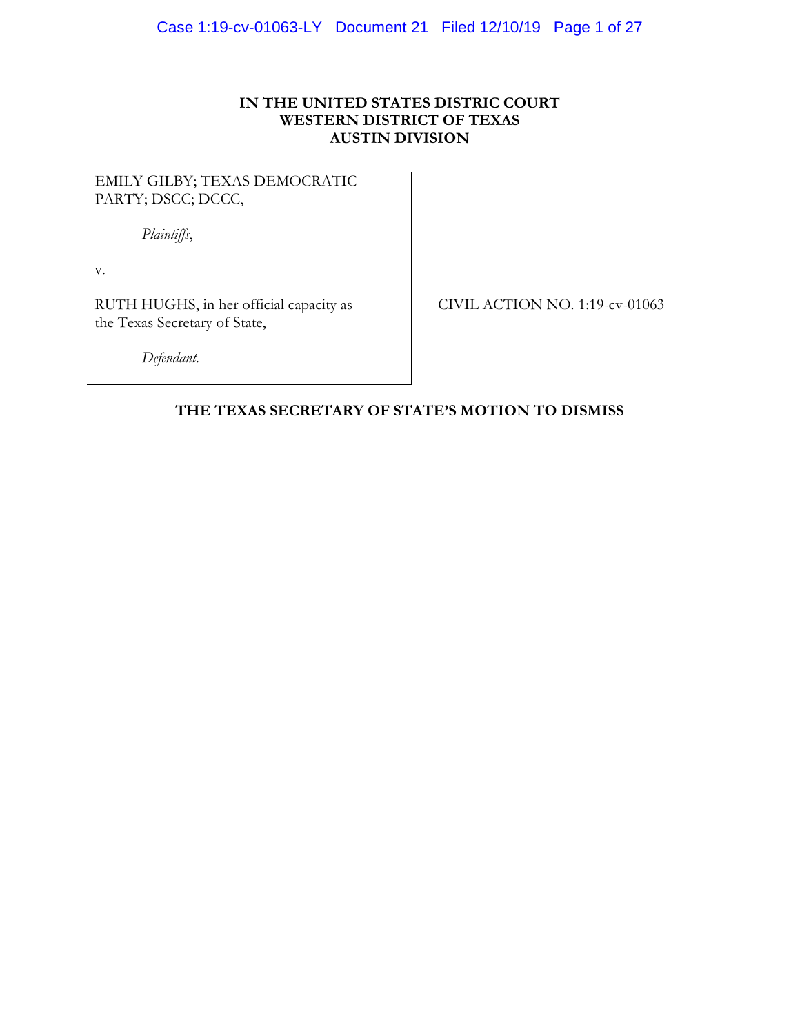**IN THE UNITED STATES DISTRIC COURT**
**WESTERN DISTRICT OF TEXAS**
**AUSTIN DIVISION**

EMILY GILBY; TEXAS DEMOCRATIC PARTY; DSCC; DCCC,

*Plaintiffs*,

v.

RUTH HUGHS, in her official capacity as the Texas Secretary of State,

*Defendant.*

CIVIL ACTION NO. 1:19-cv-01063

**THE TEXAS SECRETARY OF STATE'S MOTION TO DISMISS**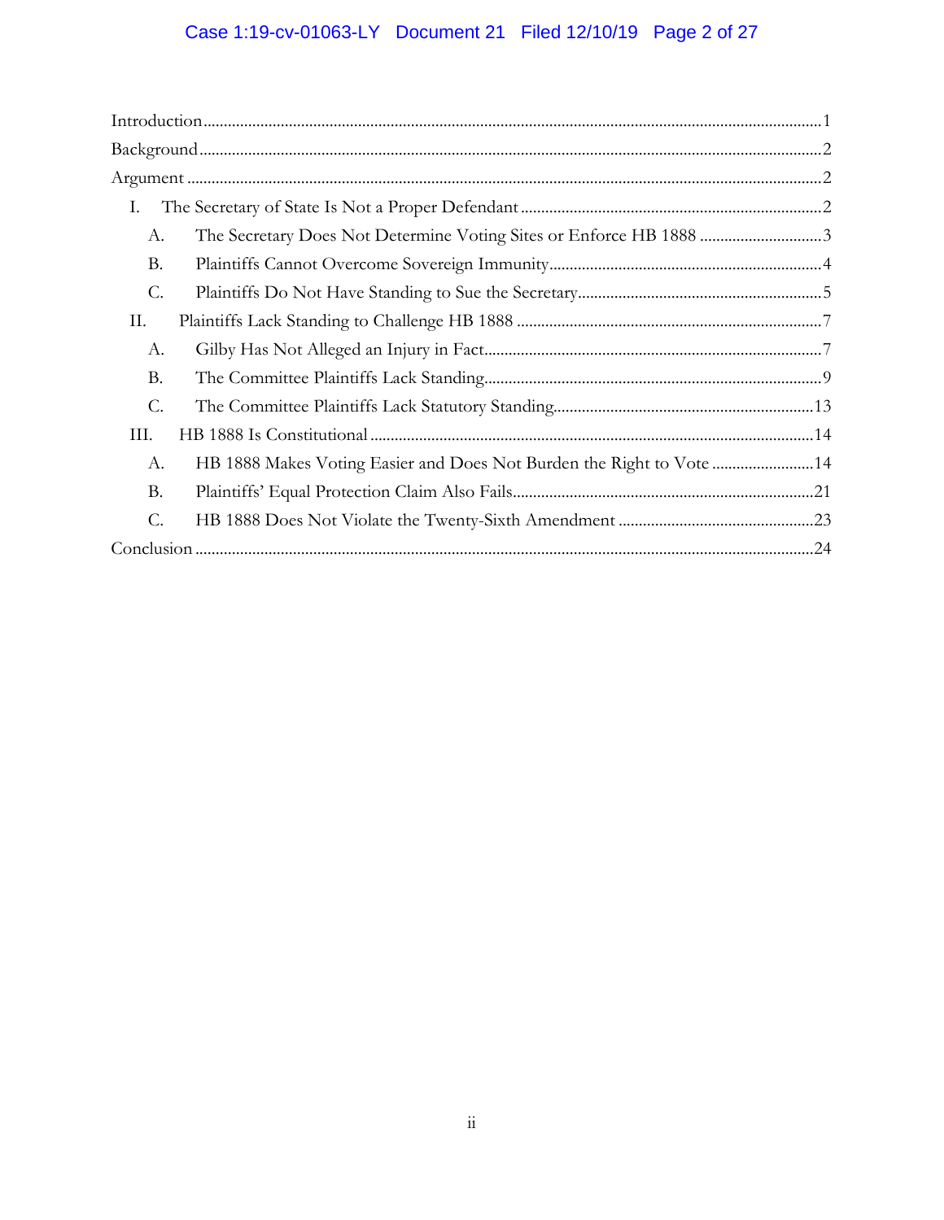Introduction ..... 1

Background ..... 2

Argument ..... 2

- I. The Secretary of State Is Not a Proper Defendant ..... 2
  - A. The Secretary Does Not Determine Voting Sites or Enforce HB 1888 ..... 3
  - B. Plaintiffs Cannot Overcome Sovereign Immunity ..... 4
  - C. Plaintiffs Do Not Have Standing to Sue the Secretary ..... 5
- II. Plaintiffs Lack Standing to Challenge HB 1888 ..... 7
  - A. Gilby Has Not Alleged an Injury in Fact ..... 7
  - B. The Committee Plaintiffs Lack Standing ..... 9
  - C. The Committee Plaintiffs Lack Statutory Standing ..... 13
- III. HB 1888 Is Constitutional ..... 14
  - A. HB 1888 Makes Voting Easier and Does Not Burden the Right to Vote ..... 14
  - B. Plaintiffs' Equal Protection Claim Also Fails ..... 21
  - C. HB 1888 Does Not Violate the Twenty-Sixth Amendment ..... 23

Conclusion ..... 24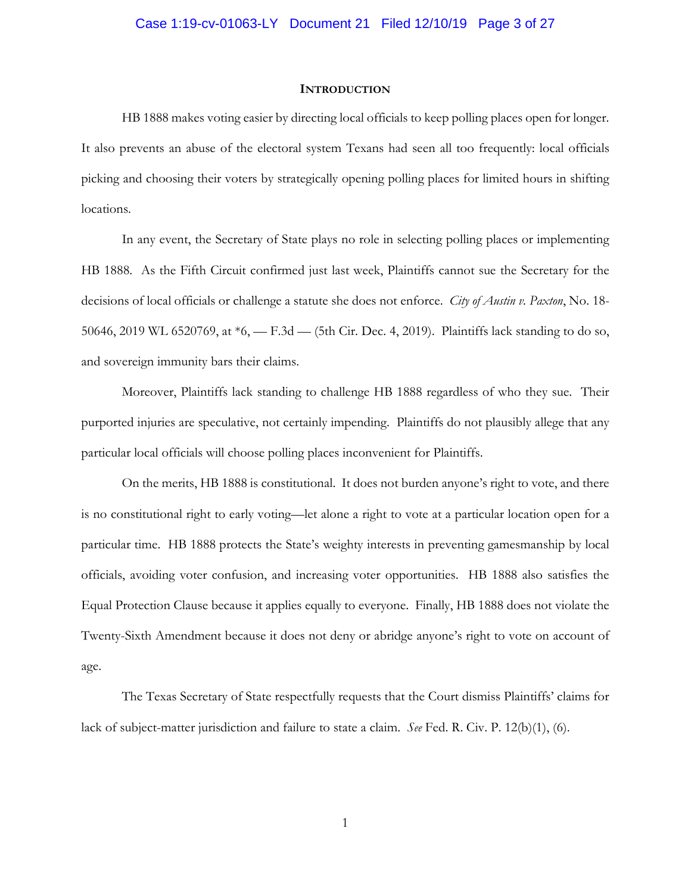## INTRODUCTION

HB 1888 makes voting easier by directing local officials to keep polling places open for longer. It also prevents an abuse of the electoral system Texans had seen all too frequently: local officials picking and choosing their voters by strategically opening polling places for limited hours in shifting locations.

In any event, the Secretary of State plays no role in selecting polling places or implementing HB 1888. As the Fifth Circuit confirmed just last week, Plaintiffs cannot sue the Secretary for the decisions of local officials or challenge a statute she does not enforce. *City of Austin v. Paxton*, No. 18-50646, 2019 WL 6520769, at *6, — F.3d — (5th Cir. Dec. 4, 2019). Plaintiffs lack standing to do so, and sovereign immunity bars their claims.

Moreover, Plaintiffs lack standing to challenge HB 1888 regardless of who they sue. Their purported injuries are speculative, not certainly impending. Plaintiffs do not plausibly allege that any particular local officials will choose polling places inconvenient for Plaintiffs.

On the merits, HB 1888 is constitutional. It does not burden anyone's right to vote, and there is no constitutional right to early voting—let alone a right to vote at a particular location open for a particular time. HB 1888 protects the State's weighty interests in preventing gamesmanship by local officials, avoiding voter confusion, and increasing voter opportunities. HB 1888 also satisfies the Equal Protection Clause because it applies equally to everyone. Finally, HB 1888 does not violate the Twenty-Sixth Amendment because it does not deny or abridge anyone's right to vote on account of age.

The Texas Secretary of State respectfully requests that the Court dismiss Plaintiffs' claims for lack of subject-matter jurisdiction and failure to state a claim. *See* Fed. R. Civ. P. 12(b)(1), (6).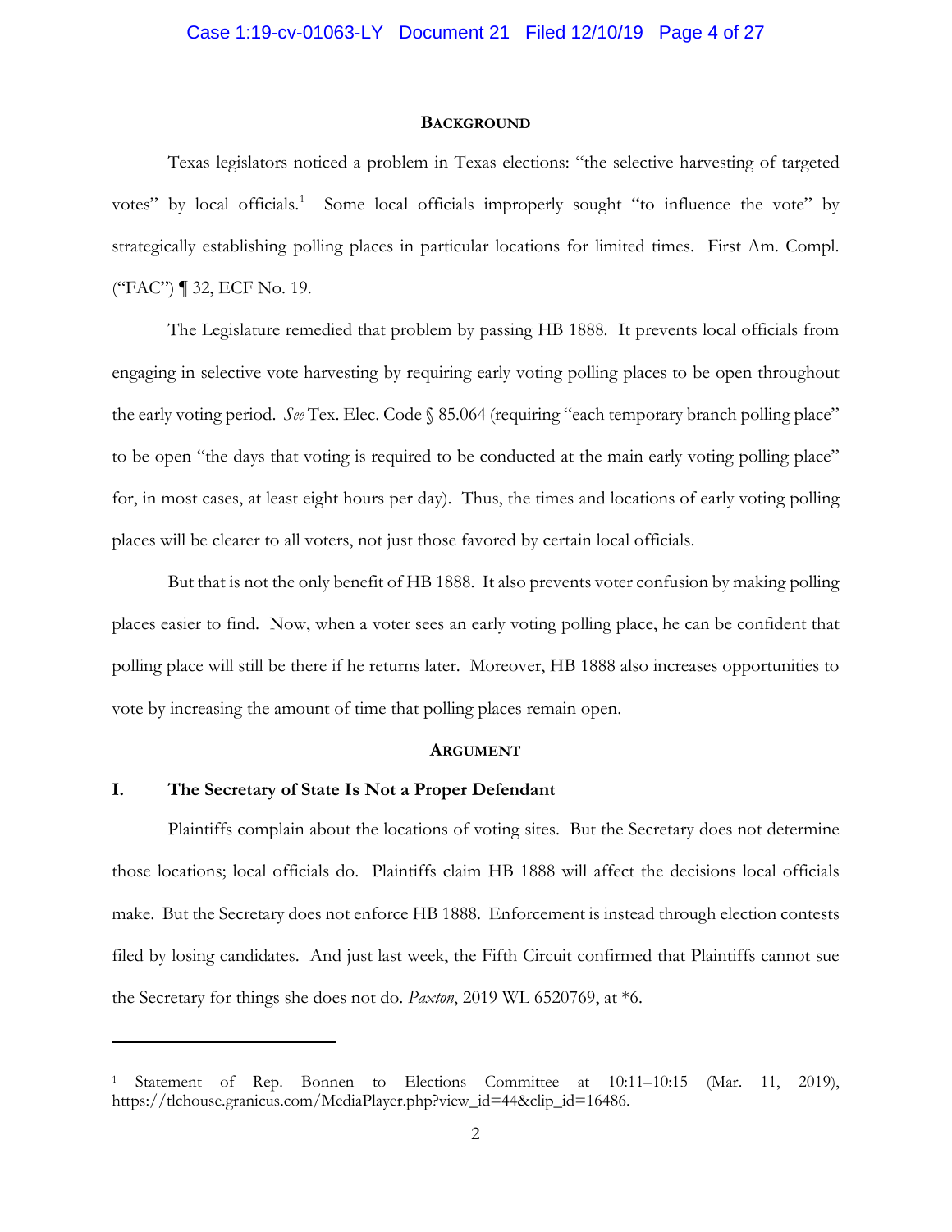## **Background**

Texas legislators noticed a problem in Texas elections: "the selective harvesting of targeted votes" by local officials.[1] Some local officials improperly sought "to influence the vote" by strategically establishing polling places in particular locations for limited times. First Am. Compl. ("FAC") ¶ 32, ECF No. 19.

The Legislature remedied that problem by passing HB 1888. It prevents local officials from engaging in selective vote harvesting by requiring early voting polling places to be open throughout the early voting period. *See* Tex. Elec. Code § 85.064 (requiring "each temporary branch polling place" to be open "the days that voting is required to be conducted at the main early voting polling place" for, in most cases, at least eight hours per day). Thus, the times and locations of early voting polling places will be clearer to all voters, not just those favored by certain local officials.

But that is not the only benefit of HB 1888. It also prevents voter confusion by making polling places easier to find. Now, when a voter sees an early voting polling place, he can be confident that polling place will still be there if he returns later. Moreover, HB 1888 also increases opportunities to vote by increasing the amount of time that polling places remain open.

## **Argument**

### **I. The Secretary of State Is Not a Proper Defendant**

Plaintiffs complain about the locations of voting sites. But the Secretary does not determine those locations; local officials do. Plaintiffs claim HB 1888 will affect the decisions local officials make. But the Secretary does not enforce HB 1888. Enforcement is instead through election contests filed by losing candidates. And just last week, the Fifth Circuit confirmed that Plaintiffs cannot sue the Secretary for things she does not do. *Paxton*, 2019 WL 6520769, at *6.

---

[1] Statement of Rep. Bonnen to Elections Committee at 10:11–10:15 (Mar. 11, 2019), https://tlchouse.granicus.com/MediaPlayer.php?view_id=44&clip_id=16486.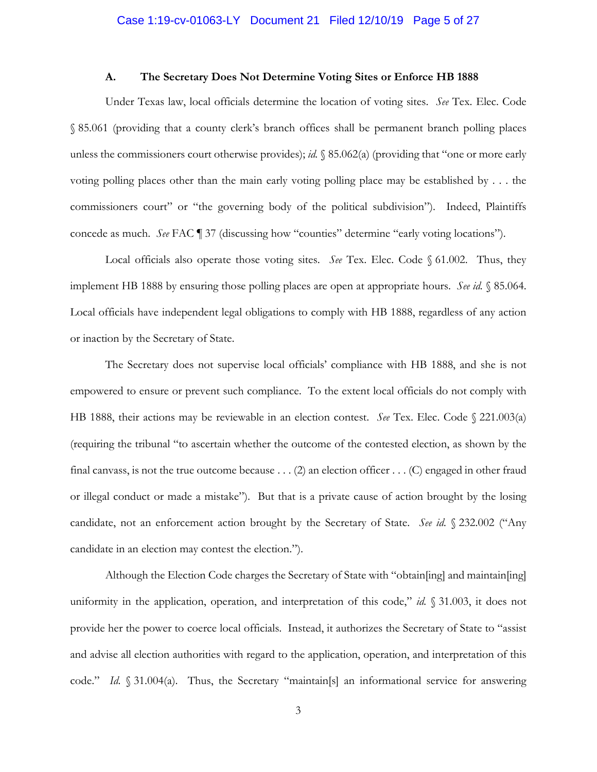### A. The Secretary Does Not Determine Voting Sites or Enforce HB 1888

Under Texas law, local officials determine the location of voting sites. *See* Tex. Elec. Code § 85.061 (providing that a county clerk's branch offices shall be permanent branch polling places unless the commissioners court otherwise provides); *id.* § 85.062(a) (providing that "one or more early voting polling places other than the main early voting polling place may be established by . . . the commissioners court" or "the governing body of the political subdivision"). Indeed, Plaintiffs concede as much. *See* FAC ¶ 37 (discussing how "counties" determine "early voting locations").

Local officials also operate those voting sites. *See* Tex. Elec. Code § 61.002. Thus, they implement HB 1888 by ensuring those polling places are open at appropriate hours. *See id.* § 85.064. Local officials have independent legal obligations to comply with HB 1888, regardless of any action or inaction by the Secretary of State.

The Secretary does not supervise local officials' compliance with HB 1888, and she is not empowered to ensure or prevent such compliance. To the extent local officials do not comply with HB 1888, their actions may be reviewable in an election contest. *See* Tex. Elec. Code § 221.003(a) (requiring the tribunal "to ascertain whether the outcome of the contested election, as shown by the final canvass, is not the true outcome because . . . (2) an election officer . . . (C) engaged in other fraud or illegal conduct or made a mistake"). But that is a private cause of action brought by the losing candidate, not an enforcement action brought by the Secretary of State. *See id.* § 232.002 ("Any candidate in an election may contest the election.").

Although the Election Code charges the Secretary of State with "obtain[ing] and maintain[ing] uniformity in the application, operation, and interpretation of this code," *id.* § 31.003, it does not provide her the power to coerce local officials. Instead, it authorizes the Secretary of State to "assist and advise all election authorities with regard to the application, operation, and interpretation of this code." *Id.* § 31.004(a). Thus, the Secretary "maintain[s] an informational service for answering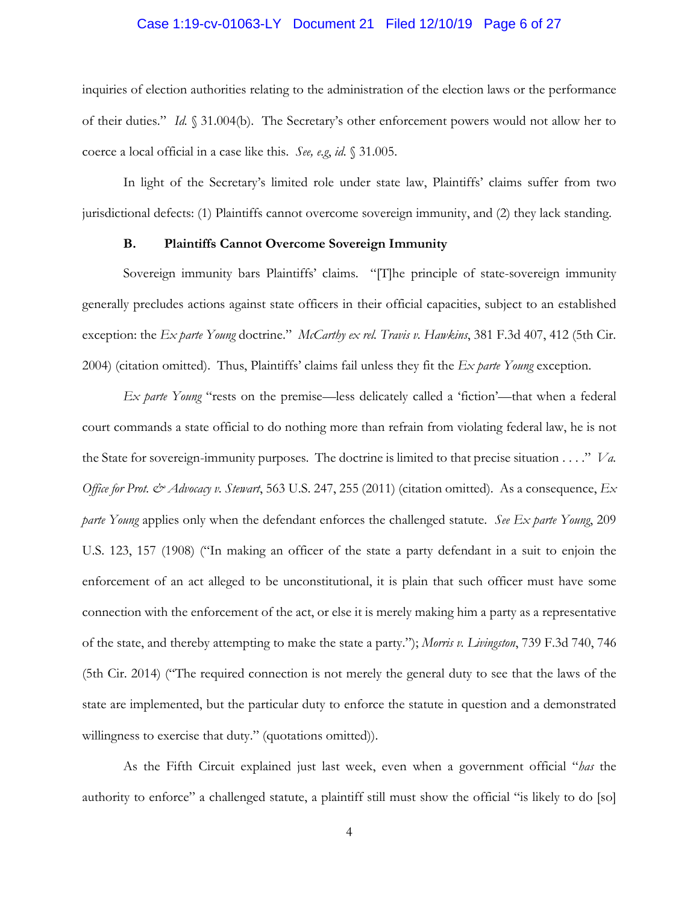inquiries of election authorities relating to the administration of the election laws or the performance of their duties." *Id.* § 31.004(b). The Secretary's other enforcement powers would not allow her to coerce a local official in a case like this. *See, e.g*, *id.* § 31.005.

In light of the Secretary's limited role under state law, Plaintiffs' claims suffer from two jurisdictional defects: (1) Plaintiffs cannot overcome sovereign immunity, and (2) they lack standing.

### B. Plaintiffs Cannot Overcome Sovereign Immunity

Sovereign immunity bars Plaintiffs' claims. "[T]he principle of state-sovereign immunity generally precludes actions against state officers in their official capacities, subject to an established exception: the *Ex parte Young* doctrine." *McCarthy ex rel. Travis v. Hawkins*, 381 F.3d 407, 412 (5th Cir. 2004) (citation omitted). Thus, Plaintiffs' claims fail unless they fit the *Ex parte Young* exception.

*Ex parte Young* "rests on the premise—less delicately called a 'fiction'—that when a federal court commands a state official to do nothing more than refrain from violating federal law, he is not the State for sovereign-immunity purposes. The doctrine is limited to that precise situation . . . ." *Va. Office for Prot. & Advocacy v. Stewart*, 563 U.S. 247, 255 (2011) (citation omitted). As a consequence, *Ex parte Young* applies only when the defendant enforces the challenged statute. *See Ex parte Young*, 209 U.S. 123, 157 (1908) ("In making an officer of the state a party defendant in a suit to enjoin the enforcement of an act alleged to be unconstitutional, it is plain that such officer must have some connection with the enforcement of the act, or else it is merely making him a party as a representative of the state, and thereby attempting to make the state a party."); *Morris v. Livingston*, 739 F.3d 740, 746 (5th Cir. 2014) ("The required connection is not merely the general duty to see that the laws of the state are implemented, but the particular duty to enforce the statute in question and a demonstrated willingness to exercise that duty." (quotations omitted)).

As the Fifth Circuit explained just last week, even when a government official "*has* the authority to enforce" a challenged statute, a plaintiff still must show the official "is likely to do [so]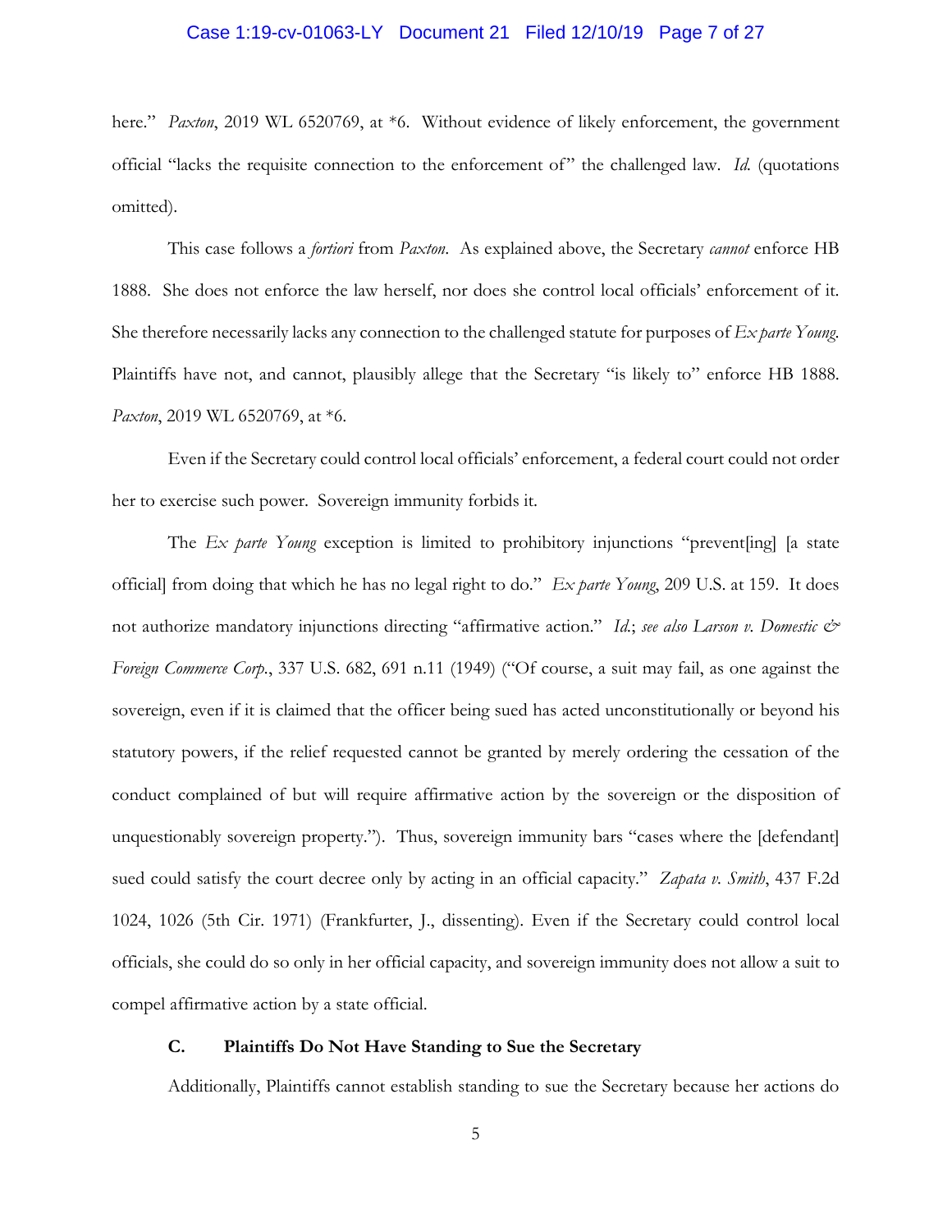here." *Paxton*, 2019 WL 6520769, at *6. Without evidence of likely enforcement, the government official "lacks the requisite connection to the enforcement of" the challenged law. *Id.* (quotations omitted).

This case follows a *fortiori* from *Paxton*. As explained above, the Secretary *cannot* enforce HB 1888. She does not enforce the law herself, nor does she control local officials' enforcement of it. She therefore necessarily lacks any connection to the challenged statute for purposes of *Ex parte Young.* Plaintiffs have not, and cannot, plausibly allege that the Secretary "is likely to" enforce HB 1888. *Paxton*, 2019 WL 6520769, at *6.

Even if the Secretary could control local officials' enforcement, a federal court could not order her to exercise such power. Sovereign immunity forbids it.

The *Ex parte Young* exception is limited to prohibitory injunctions "prevent[ing] [a state official] from doing that which he has no legal right to do." *Ex parte Young*, 209 U.S. at 159. It does not authorize mandatory injunctions directing "affirmative action." *Id.*; *see also Larson v. Domestic & Foreign Commerce Corp.*, 337 U.S. 682, 691 n.11 (1949) ("Of course, a suit may fail, as one against the sovereign, even if it is claimed that the officer being sued has acted unconstitutionally or beyond his statutory powers, if the relief requested cannot be granted by merely ordering the cessation of the conduct complained of but will require affirmative action by the sovereign or the disposition of unquestionably sovereign property."). Thus, sovereign immunity bars "cases where the [defendant] sued could satisfy the court decree only by acting in an official capacity." *Zapata v. Smith*, 437 F.2d 1024, 1026 (5th Cir. 1971) (Frankfurter, J., dissenting). Even if the Secretary could control local officials, she could do so only in her official capacity, and sovereign immunity does not allow a suit to compel affirmative action by a state official.

### C. Plaintiffs Do Not Have Standing to Sue the Secretary

Additionally, Plaintiffs cannot establish standing to sue the Secretary because her actions do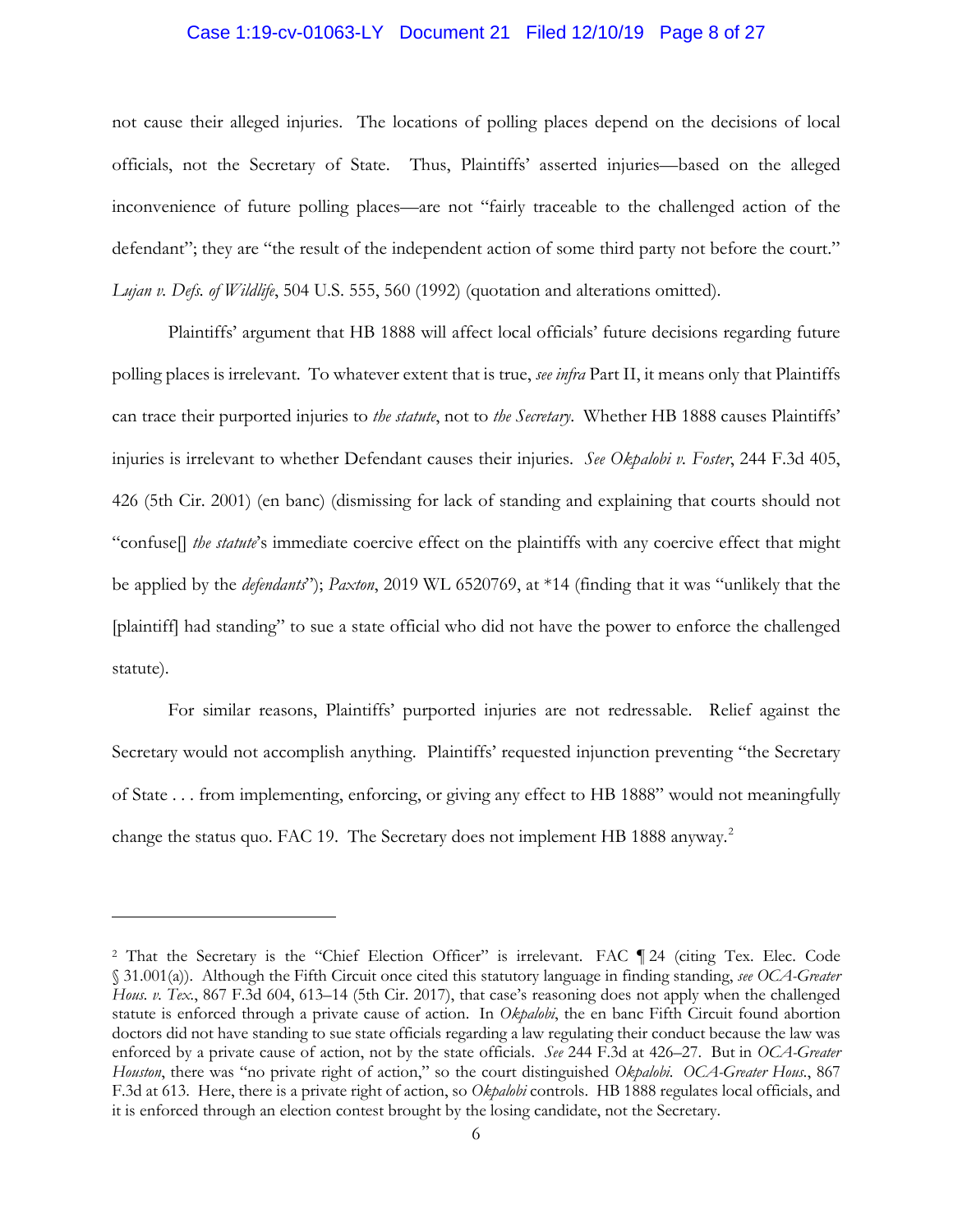not cause their alleged injuries. The locations of polling places depend on the decisions of local officials, not the Secretary of State. Thus, Plaintiffs' asserted injuries—based on the alleged inconvenience of future polling places—are not "fairly traceable to the challenged action of the defendant"; they are "the result of the independent action of some third party not before the court." *Lujan v. Defs. of Wildlife*, 504 U.S. 555, 560 (1992) (quotation and alterations omitted).

Plaintiffs' argument that HB 1888 will affect local officials' future decisions regarding future polling places is irrelevant. To whatever extent that is true, *see infra* Part II, it means only that Plaintiffs can trace their purported injuries to *the statute*, not to *the Secretary*. Whether HB 1888 causes Plaintiffs' injuries is irrelevant to whether Defendant causes their injuries. *See Okpalobi v. Foster*, 244 F.3d 405, 426 (5th Cir. 2001) (en banc) (dismissing for lack of standing and explaining that courts should not "confuse[] *the statute*'s immediate coercive effect on the plaintiffs with any coercive effect that might be applied by the *defendants*"); *Paxton*, 2019 WL 6520769, at *14 (finding that it was "unlikely that the [plaintiff] had standing" to sue a state official who did not have the power to enforce the challenged statute).

For similar reasons, Plaintiffs' purported injuries are not redressable. Relief against the Secretary would not accomplish anything. Plaintiffs' requested injunction preventing "the Secretary of State . . . from implementing, enforcing, or giving any effect to HB 1888" would not meaningfully change the status quo. FAC 19. The Secretary does not implement HB 1888 anyway.[2]

---

[2] That the Secretary is the "Chief Election Officer" is irrelevant. FAC ¶ 24 (citing Tex. Elec. Code § 31.001(a)). Although the Fifth Circuit once cited this statutory language in finding standing, *see OCA-Greater Hous. v. Tex.*, 867 F.3d 604, 613–14 (5th Cir. 2017), that case's reasoning does not apply when the challenged statute is enforced through a private cause of action. In *Okpalobi*, the en banc Fifth Circuit found abortion doctors did not have standing to sue state officials regarding a law regulating their conduct because the law was enforced by a private cause of action, not by the state officials. *See* 244 F.3d at 426–27. But in *OCA-Greater Houston*, there was "no private right of action," so the court distinguished *Okpalobi*. *OCA-Greater Hous.*, 867 F.3d at 613. Here, there is a private right of action, so *Okpalobi* controls. HB 1888 regulates local officials, and it is enforced through an election contest brought by the losing candidate, not the Secretary.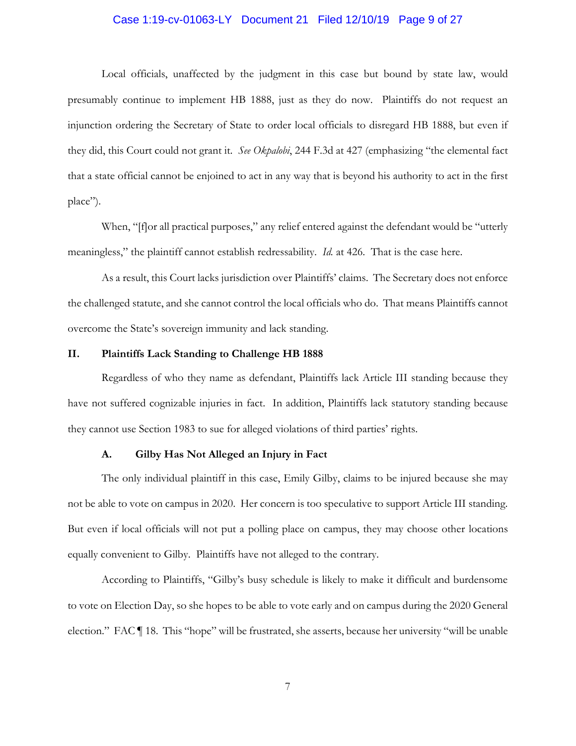Local officials, unaffected by the judgment in this case but bound by state law, would presumably continue to implement HB 1888, just as they do now. Plaintiffs do not request an injunction ordering the Secretary of State to order local officials to disregard HB 1888, but even if they did, this Court could not grant it. *See Okpalobi*, 244 F.3d at 427 (emphasizing "the elemental fact that a state official cannot be enjoined to act in any way that is beyond his authority to act in the first place").

When, "[f]or all practical purposes," any relief entered against the defendant would be "utterly meaningless," the plaintiff cannot establish redressability. *Id.* at 426. That is the case here.

As a result, this Court lacks jurisdiction over Plaintiffs' claims. The Secretary does not enforce the challenged statute, and she cannot control the local officials who do. That means Plaintiffs cannot overcome the State's sovereign immunity and lack standing.

## II. Plaintiffs Lack Standing to Challenge HB 1888

Regardless of who they name as defendant, Plaintiffs lack Article III standing because they have not suffered cognizable injuries in fact. In addition, Plaintiffs lack statutory standing because they cannot use Section 1983 to sue for alleged violations of third parties' rights.

### A. Gilby Has Not Alleged an Injury in Fact

The only individual plaintiff in this case, Emily Gilby, claims to be injured because she may not be able to vote on campus in 2020. Her concern is too speculative to support Article III standing. But even if local officials will not put a polling place on campus, they may choose other locations equally convenient to Gilby. Plaintiffs have not alleged to the contrary.

According to Plaintiffs, "Gilby's busy schedule is likely to make it difficult and burdensome to vote on Election Day, so she hopes to be able to vote early and on campus during the 2020 General election." FAC ¶ 18. This "hope" will be frustrated, she asserts, because her university "will be unable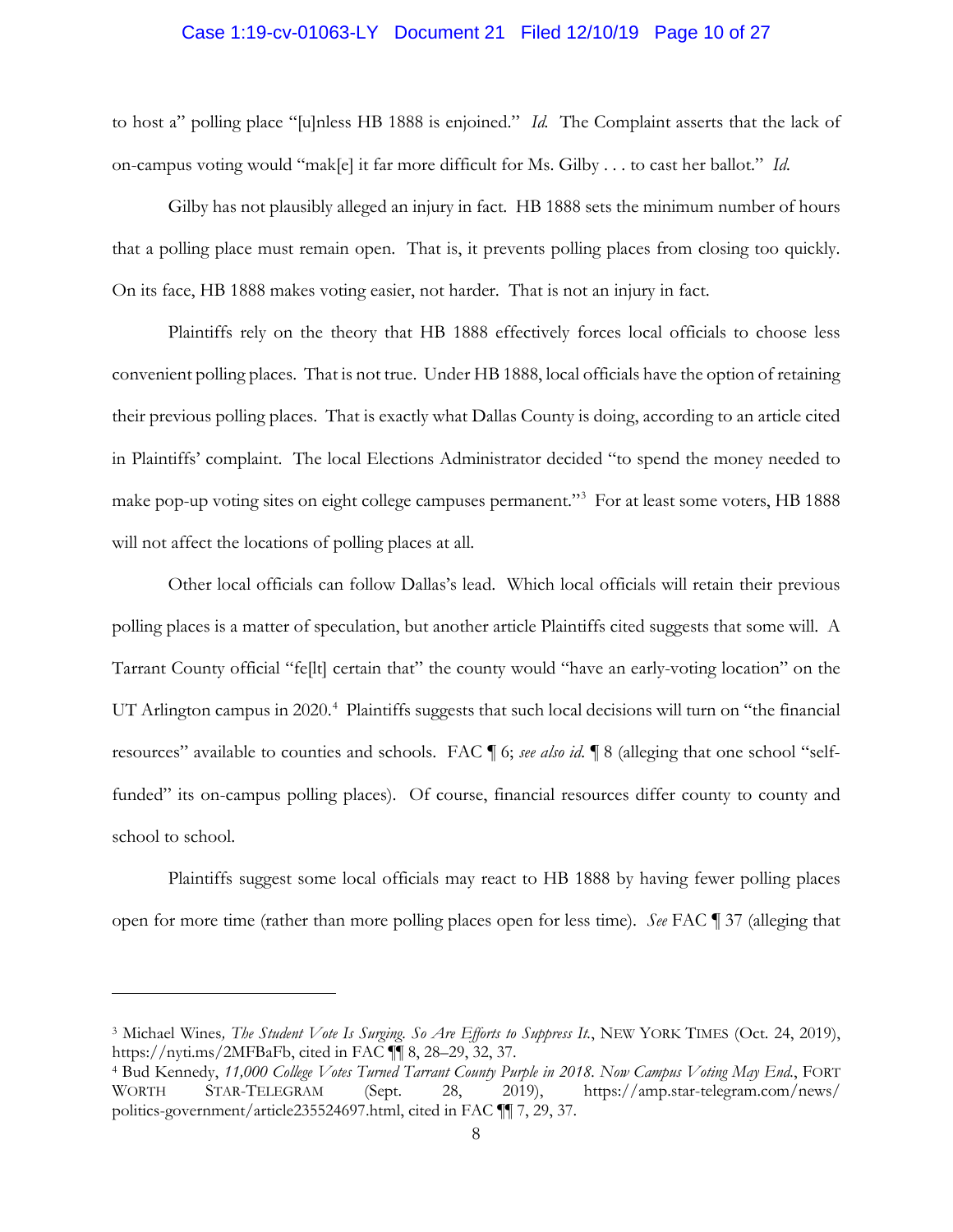to host a" polling place "[u]nless HB 1888 is enjoined." *Id.* The Complaint asserts that the lack of on-campus voting would "mak[e] it far more difficult for Ms. Gilby . . . to cast her ballot." *Id.*

Gilby has not plausibly alleged an injury in fact. HB 1888 sets the minimum number of hours that a polling place must remain open. That is, it prevents polling places from closing too quickly. On its face, HB 1888 makes voting easier, not harder. That is not an injury in fact.

Plaintiffs rely on the theory that HB 1888 effectively forces local officials to choose less convenient polling places. That is not true. Under HB 1888, local officials have the option of retaining their previous polling places. That is exactly what Dallas County is doing, according to an article cited in Plaintiffs' complaint. The local Elections Administrator decided "to spend the money needed to make pop-up voting sites on eight college campuses permanent."[3] For at least some voters, HB 1888 will not affect the locations of polling places at all.

Other local officials can follow Dallas's lead. Which local officials will retain their previous polling places is a matter of speculation, but another article Plaintiffs cited suggests that some will. A Tarrant County official "fe[lt] certain that" the county would "have an early-voting location" on the UT Arlington campus in 2020.[4] Plaintiffs suggests that such local decisions will turn on "the financial resources" available to counties and schools. FAC ¶ 6; *see also id.* ¶ 8 (alleging that one school "self-funded" its on-campus polling places). Of course, financial resources differ county to county and school to school.

Plaintiffs suggest some local officials may react to HB 1888 by having fewer polling places open for more time (rather than more polling places open for less time). *See* FAC ¶ 37 (alleging that

---

[3] Michael Wines, *The Student Vote Is Surging. So Are Efforts to Suppress It.*, NEW YORK TIMES (Oct. 24, 2019), https://nyti.ms/2MFBaFb, cited in FAC ¶¶ 8, 28–29, 32, 37.

[4] Bud Kennedy, *11,000 College Votes Turned Tarrant County Purple in 2018. Now Campus Voting May End.*, FORT WORTH STAR-TELEGRAM (Sept. 28, 2019), https://amp.star-telegram.com/news/politics-government/article235524697.html, cited in FAC ¶¶ 7, 29, 37.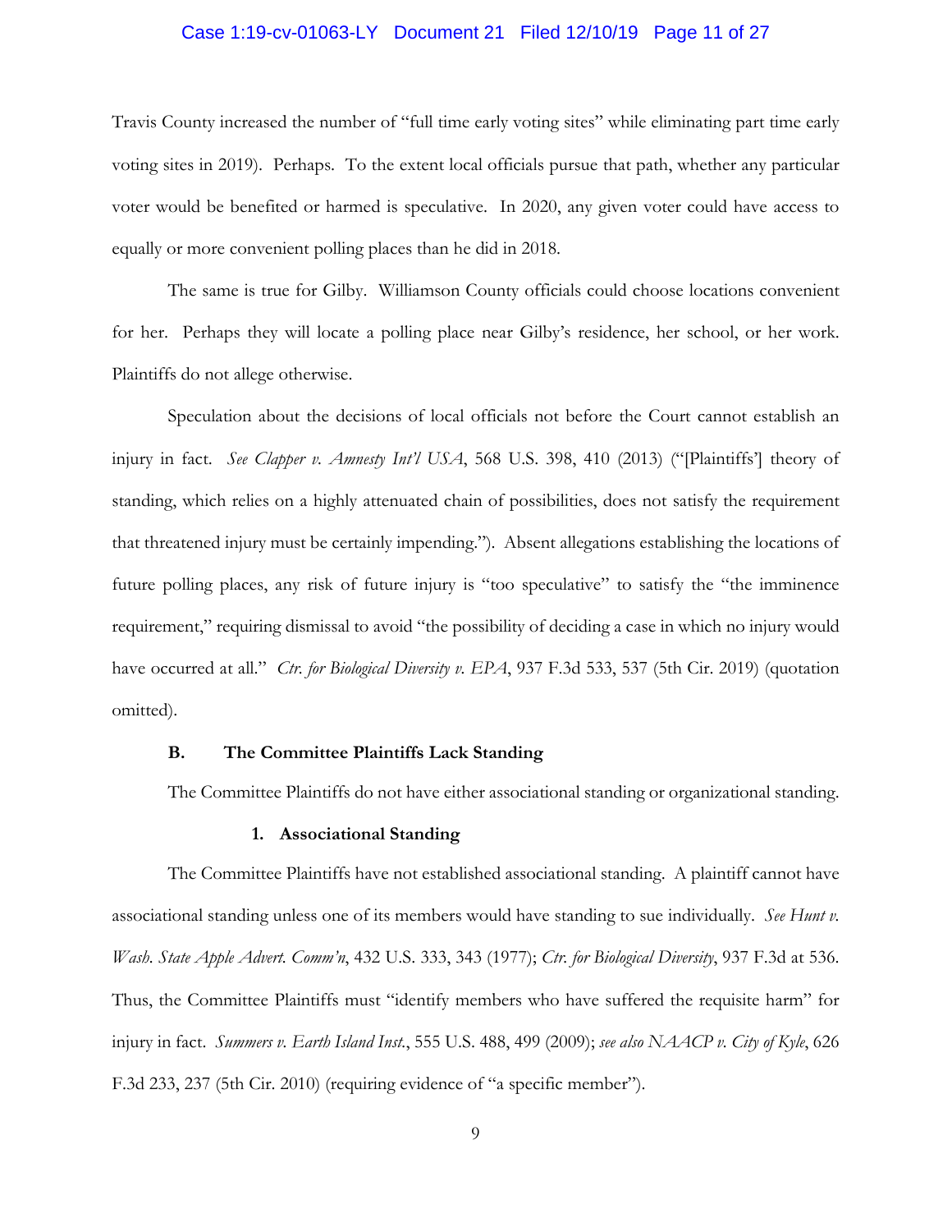Travis County increased the number of "full time early voting sites" while eliminating part time early voting sites in 2019). Perhaps. To the extent local officials pursue that path, whether any particular voter would be benefited or harmed is speculative. In 2020, any given voter could have access to equally or more convenient polling places than he did in 2018.

The same is true for Gilby. Williamson County officials could choose locations convenient for her. Perhaps they will locate a polling place near Gilby's residence, her school, or her work. Plaintiffs do not allege otherwise.

Speculation about the decisions of local officials not before the Court cannot establish an injury in fact. *See Clapper v. Amnesty Int'l USA*, 568 U.S. 398, 410 (2013) ("[Plaintiffs'] theory of standing, which relies on a highly attenuated chain of possibilities, does not satisfy the requirement that threatened injury must be certainly impending."). Absent allegations establishing the locations of future polling places, any risk of future injury is "too speculative" to satisfy the "the imminence requirement," requiring dismissal to avoid "the possibility of deciding a case in which no injury would have occurred at all." *Ctr. for Biological Diversity v. EPA*, 937 F.3d 533, 537 (5th Cir. 2019) (quotation omitted).

### B. The Committee Plaintiffs Lack Standing

The Committee Plaintiffs do not have either associational standing or organizational standing.

#### 1. Associational Standing

The Committee Plaintiffs have not established associational standing. A plaintiff cannot have associational standing unless one of its members would have standing to sue individually. *See Hunt v. Wash. State Apple Advert. Comm'n*, 432 U.S. 333, 343 (1977); *Ctr. for Biological Diversity*, 937 F.3d at 536. Thus, the Committee Plaintiffs must "identify members who have suffered the requisite harm" for injury in fact. *Summers v. Earth Island Inst.*, 555 U.S. 488, 499 (2009); *see also NAACP v. City of Kyle*, 626 F.3d 233, 237 (5th Cir. 2010) (requiring evidence of "a specific member").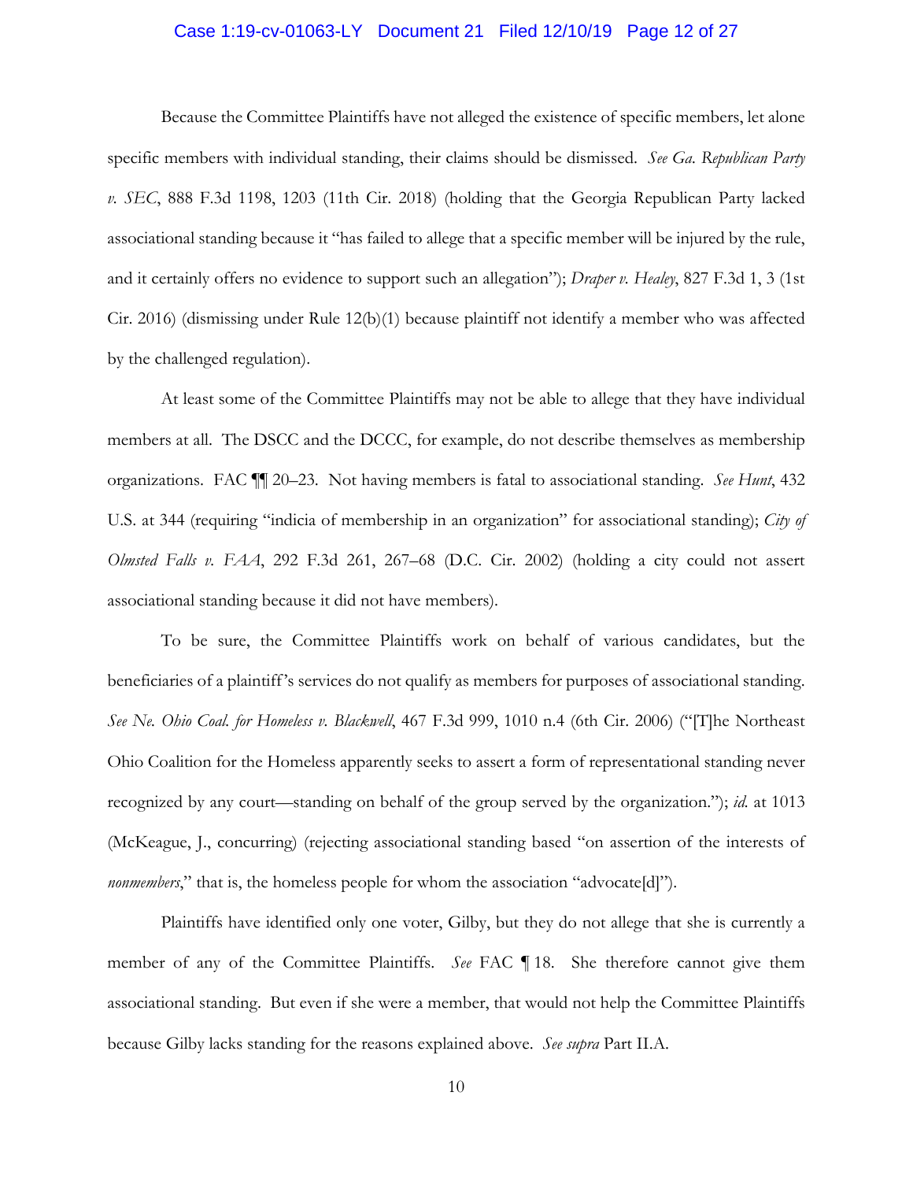Because the Committee Plaintiffs have not alleged the existence of specific members, let alone specific members with individual standing, their claims should be dismissed. *See Ga. Republican Party v. SEC*, 888 F.3d 1198, 1203 (11th Cir. 2018) (holding that the Georgia Republican Party lacked associational standing because it "has failed to allege that a specific member will be injured by the rule, and it certainly offers no evidence to support such an allegation"); *Draper v. Healey*, 827 F.3d 1, 3 (1st Cir. 2016) (dismissing under Rule 12(b)(1) because plaintiff not identify a member who was affected by the challenged regulation).

At least some of the Committee Plaintiffs may not be able to allege that they have individual members at all. The DSCC and the DCCC, for example, do not describe themselves as membership organizations. FAC ¶¶ 20–23. Not having members is fatal to associational standing. *See Hunt*, 432 U.S. at 344 (requiring "indicia of membership in an organization" for associational standing); *City of Olmsted Falls v. FAA*, 292 F.3d 261, 267–68 (D.C. Cir. 2002) (holding a city could not assert associational standing because it did not have members).

To be sure, the Committee Plaintiffs work on behalf of various candidates, but the beneficiaries of a plaintiff's services do not qualify as members for purposes of associational standing. *See Ne. Ohio Coal. for Homeless v. Blackwell*, 467 F.3d 999, 1010 n.4 (6th Cir. 2006) ("[T]he Northeast Ohio Coalition for the Homeless apparently seeks to assert a form of representational standing never recognized by any court—standing on behalf of the group served by the organization."); *id.* at 1013 (McKeague, J., concurring) (rejecting associational standing based "on assertion of the interests of *nonmembers*," that is, the homeless people for whom the association "advocate[d]").

Plaintiffs have identified only one voter, Gilby, but they do not allege that she is currently a member of any of the Committee Plaintiffs. *See* FAC ¶ 18. She therefore cannot give them associational standing. But even if she were a member, that would not help the Committee Plaintiffs because Gilby lacks standing for the reasons explained above. *See supra* Part II.A.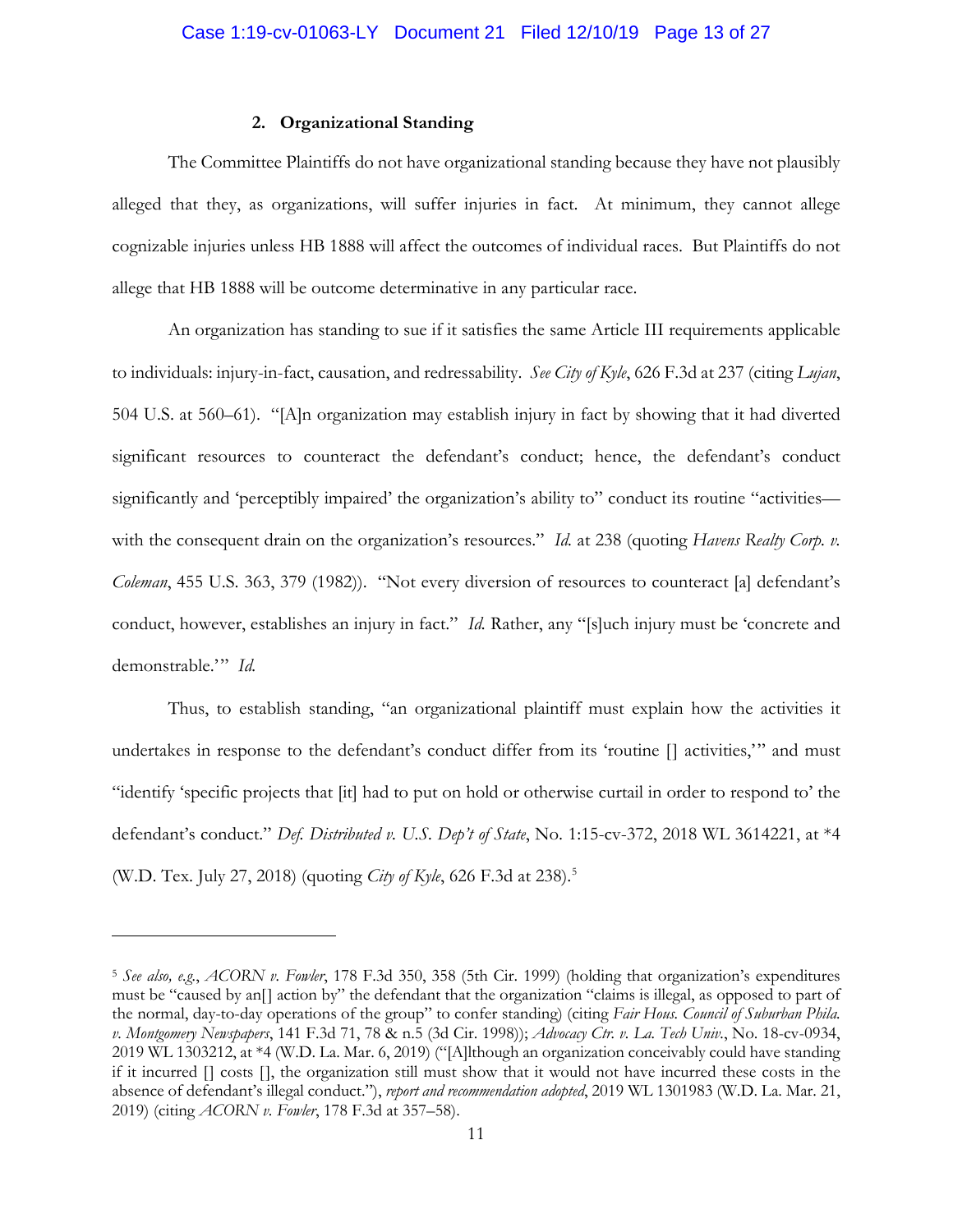### 2. Organizational Standing

The Committee Plaintiffs do not have organizational standing because they have not plausibly alleged that they, as organizations, will suffer injuries in fact. At minimum, they cannot allege cognizable injuries unless HB 1888 will affect the outcomes of individual races. But Plaintiffs do not allege that HB 1888 will be outcome determinative in any particular race.

An organization has standing to sue if it satisfies the same Article III requirements applicable to individuals: injury-in-fact, causation, and redressability. *See City of Kyle*, 626 F.3d at 237 (citing *Lujan*, 504 U.S. at 560–61). "[A]n organization may establish injury in fact by showing that it had diverted significant resources to counteract the defendant's conduct; hence, the defendant's conduct significantly and 'perceptibly impaired' the organization's ability to" conduct its routine "activities—with the consequent drain on the organization's resources." *Id.* at 238 (quoting *Havens Realty Corp. v. Coleman*, 455 U.S. 363, 379 (1982)). "Not every diversion of resources to counteract [a] defendant's conduct, however, establishes an injury in fact." *Id.* Rather, any "[s]uch injury must be 'concrete and demonstrable.'" *Id.*

Thus, to establish standing, "an organizational plaintiff must explain how the activities it undertakes in response to the defendant's conduct differ from its 'routine [] activities,'" and must "identify 'specific projects that [it] had to put on hold or otherwise curtail in order to respond to' the defendant's conduct." *Def. Distributed v. U.S. Dep't of State*, No. 1:15-cv-372, 2018 WL 3614221, at *4 (W.D. Tex. July 27, 2018) (quoting *City of Kyle*, 626 F.3d at 238).[5]

---

[5] *See also, e.g.*, *ACORN v. Fowler*, 178 F.3d 350, 358 (5th Cir. 1999) (holding that organization's expenditures must be "caused by an[] action by" the defendant that the organization "claims is illegal, as opposed to part of the normal, day-to-day operations of the group" to confer standing) (citing *Fair Hous. Council of Suburban Phila. v. Montgomery Newspapers*, 141 F.3d 71, 78 & n.5 (3d Cir. 1998)); *Advocacy Ctr. v. La. Tech Univ.*, No. 18-cv-0934, 2019 WL 1303212, at *4 (W.D. La. Mar. 6, 2019) ("[A]lthough an organization conceivably could have standing if it incurred [] costs [], the organization still must show that it would not have incurred these costs in the absence of defendant's illegal conduct."), *report and recommendation adopted*, 2019 WL 1301983 (W.D. La. Mar. 21, 2019) (citing *ACORN v. Fowler*, 178 F.3d at 357–58).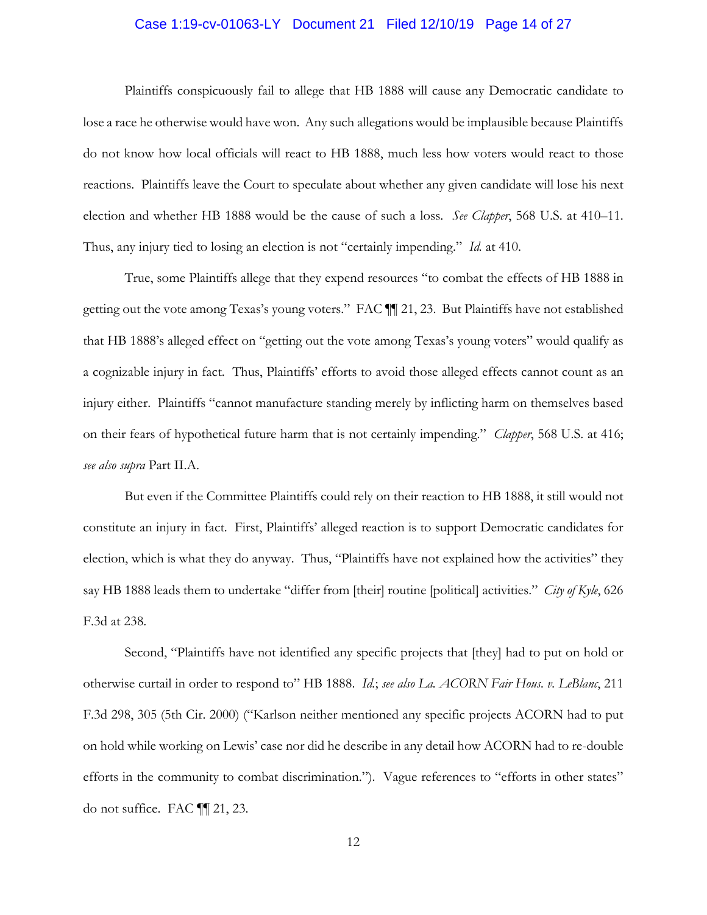Plaintiffs conspicuously fail to allege that HB 1888 will cause any Democratic candidate to lose a race he otherwise would have won. Any such allegations would be implausible because Plaintiffs do not know how local officials will react to HB 1888, much less how voters would react to those reactions. Plaintiffs leave the Court to speculate about whether any given candidate will lose his next election and whether HB 1888 would be the cause of such a loss. *See Clapper*, 568 U.S. at 410–11. Thus, any injury tied to losing an election is not "certainly impending." *Id.* at 410.

True, some Plaintiffs allege that they expend resources "to combat the effects of HB 1888 in getting out the vote among Texas's young voters." FAC ¶¶ 21, 23. But Plaintiffs have not established that HB 1888's alleged effect on "getting out the vote among Texas's young voters" would qualify as a cognizable injury in fact. Thus, Plaintiffs' efforts to avoid those alleged effects cannot count as an injury either. Plaintiffs "cannot manufacture standing merely by inflicting harm on themselves based on their fears of hypothetical future harm that is not certainly impending." *Clapper*, 568 U.S. at 416; *see also supra* Part II.A.

But even if the Committee Plaintiffs could rely on their reaction to HB 1888, it still would not constitute an injury in fact. First, Plaintiffs' alleged reaction is to support Democratic candidates for election, which is what they do anyway. Thus, "Plaintiffs have not explained how the activities" they say HB 1888 leads them to undertake "differ from [their] routine [political] activities." *City of Kyle*, 626 F.3d at 238.

Second, "Plaintiffs have not identified any specific projects that [they] had to put on hold or otherwise curtail in order to respond to" HB 1888. *Id.*; *see also La. ACORN Fair Hous. v. LeBlanc*, 211 F.3d 298, 305 (5th Cir. 2000) ("Karlson neither mentioned any specific projects ACORN had to put on hold while working on Lewis' case nor did he describe in any detail how ACORN had to re-double efforts in the community to combat discrimination."). Vague references to "efforts in other states" do not suffice. FAC ¶¶ 21, 23.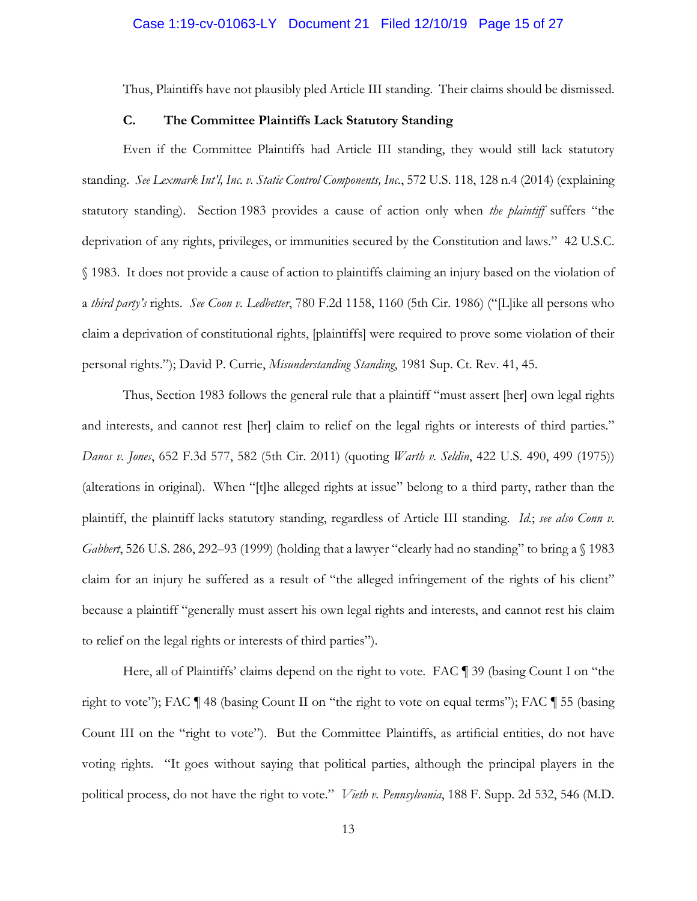Thus, Plaintiffs have not plausibly pled Article III standing. Their claims should be dismissed.

### C. The Committee Plaintiffs Lack Statutory Standing

Even if the Committee Plaintiffs had Article III standing, they would still lack statutory standing. *See Lexmark Int'l, Inc. v. Static Control Components, Inc.*, 572 U.S. 118, 128 n.4 (2014) (explaining statutory standing). Section 1983 provides a cause of action only when *the plaintiff* suffers "the deprivation of any rights, privileges, or immunities secured by the Constitution and laws." 42 U.S.C. § 1983. It does not provide a cause of action to plaintiffs claiming an injury based on the violation of a *third party's* rights. *See Coon v. Ledbetter*, 780 F.2d 1158, 1160 (5th Cir. 1986) ("[L]ike all persons who claim a deprivation of constitutional rights, [plaintiffs] were required to prove some violation of their personal rights."); David P. Currie, *Misunderstanding Standing*, 1981 Sup. Ct. Rev. 41, 45.

Thus, Section 1983 follows the general rule that a plaintiff "must assert [her] own legal rights and interests, and cannot rest [her] claim to relief on the legal rights or interests of third parties." *Danos v. Jones*, 652 F.3d 577, 582 (5th Cir. 2011) (quoting *Warth v. Seldin*, 422 U.S. 490, 499 (1975)) (alterations in original). When "[t]he alleged rights at issue" belong to a third party, rather than the plaintiff, the plaintiff lacks statutory standing, regardless of Article III standing. *Id.*; *see also Conn v. Gabbert*, 526 U.S. 286, 292–93 (1999) (holding that a lawyer "clearly had no standing" to bring a § 1983 claim for an injury he suffered as a result of "the alleged infringement of the rights of his client" because a plaintiff "generally must assert his own legal rights and interests, and cannot rest his claim to relief on the legal rights or interests of third parties").

Here, all of Plaintiffs' claims depend on the right to vote. FAC ¶ 39 (basing Count I on "the right to vote"); FAC ¶ 48 (basing Count II on "the right to vote on equal terms"); FAC ¶ 55 (basing Count III on the "right to vote"). But the Committee Plaintiffs, as artificial entities, do not have voting rights. "It goes without saying that political parties, although the principal players in the political process, do not have the right to vote." *Vieth v. Pennsylvania*, 188 F. Supp. 2d 532, 546 (M.D.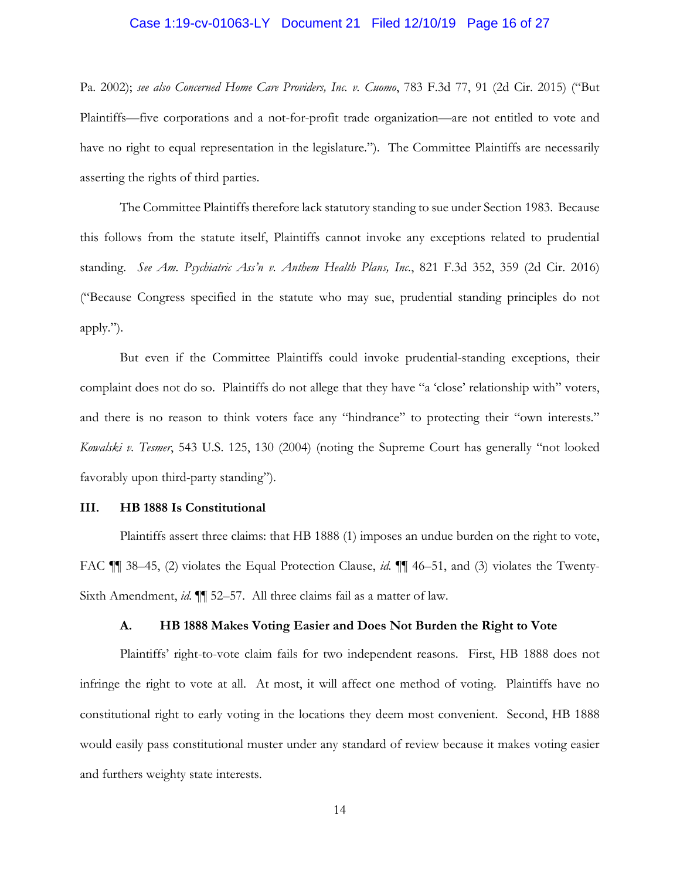Pa. 2002); *see also Concerned Home Care Providers, Inc. v. Cuomo*, 783 F.3d 77, 91 (2d Cir. 2015) ("But Plaintiffs—five corporations and a not-for-profit trade organization—are not entitled to vote and have no right to equal representation in the legislature."). The Committee Plaintiffs are necessarily asserting the rights of third parties.

The Committee Plaintiffs therefore lack statutory standing to sue under Section 1983. Because this follows from the statute itself, Plaintiffs cannot invoke any exceptions related to prudential standing. *See Am. Psychiatric Ass'n v. Anthem Health Plans, Inc.*, 821 F.3d 352, 359 (2d Cir. 2016) ("Because Congress specified in the statute who may sue, prudential standing principles do not apply.").

But even if the Committee Plaintiffs could invoke prudential-standing exceptions, their complaint does not do so. Plaintiffs do not allege that they have "a 'close' relationship with" voters, and there is no reason to think voters face any "hindrance" to protecting their "own interests." *Kowalski v. Tesmer*, 543 U.S. 125, 130 (2004) (noting the Supreme Court has generally "not looked favorably upon third-party standing").

## III. HB 1888 Is Constitutional

Plaintiffs assert three claims: that HB 1888 (1) imposes an undue burden on the right to vote, FAC ¶¶ 38–45, (2) violates the Equal Protection Clause, *id.* ¶¶ 46–51, and (3) violates the Twenty-Sixth Amendment, *id.* ¶¶ 52–57. All three claims fail as a matter of law.

### A. HB 1888 Makes Voting Easier and Does Not Burden the Right to Vote

Plaintiffs' right-to-vote claim fails for two independent reasons. First, HB 1888 does not infringe the right to vote at all. At most, it will affect one method of voting. Plaintiffs have no constitutional right to early voting in the locations they deem most convenient. Second, HB 1888 would easily pass constitutional muster under any standard of review because it makes voting easier and furthers weighty state interests.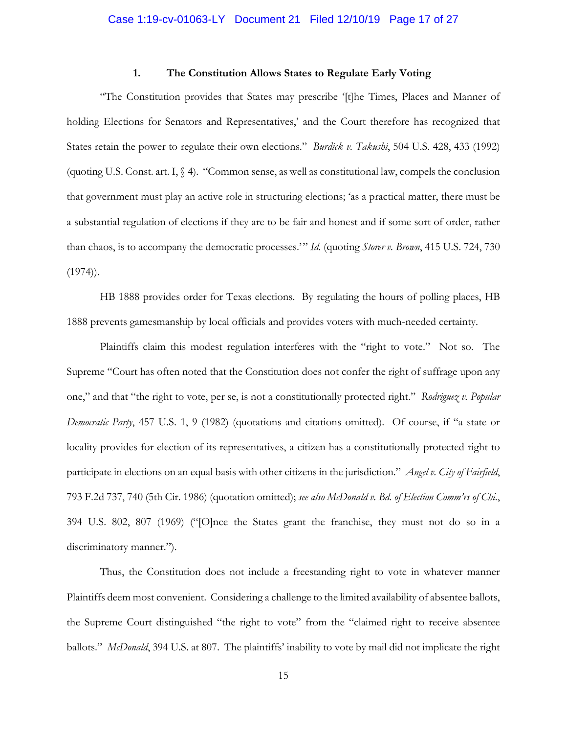### 1. The Constitution Allows States to Regulate Early Voting

"The Constitution provides that States may prescribe '[t]he Times, Places and Manner of holding Elections for Senators and Representatives,' and the Court therefore has recognized that States retain the power to regulate their own elections." *Burdick v. Takushi*, 504 U.S. 428, 433 (1992) (quoting U.S. Const. art. I, § 4). "Common sense, as well as constitutional law, compels the conclusion that government must play an active role in structuring elections; 'as a practical matter, there must be a substantial regulation of elections if they are to be fair and honest and if some sort of order, rather than chaos, is to accompany the democratic processes.'" *Id.* (quoting *Storer v. Brown*, 415 U.S. 724, 730 (1974)).

HB 1888 provides order for Texas elections. By regulating the hours of polling places, HB 1888 prevents gamesmanship by local officials and provides voters with much-needed certainty.

Plaintiffs claim this modest regulation interferes with the "right to vote." Not so. The Supreme "Court has often noted that the Constitution does not confer the right of suffrage upon any one," and that "the right to vote, per se, is not a constitutionally protected right." *Rodriguez v. Popular Democratic Party*, 457 U.S. 1, 9 (1982) (quotations and citations omitted). Of course, if "a state or locality provides for election of its representatives, a citizen has a constitutionally protected right to participate in elections on an equal basis with other citizens in the jurisdiction." *Angel v. City of Fairfield*, 793 F.2d 737, 740 (5th Cir. 1986) (quotation omitted); *see also McDonald v. Bd. of Election Comm'rs of Chi.*, 394 U.S. 802, 807 (1969) ("[O]nce the States grant the franchise, they must not do so in a discriminatory manner.").

Thus, the Constitution does not include a freestanding right to vote in whatever manner Plaintiffs deem most convenient. Considering a challenge to the limited availability of absentee ballots, the Supreme Court distinguished "the right to vote" from the "claimed right to receive absentee ballots." *McDonald*, 394 U.S. at 807. The plaintiffs' inability to vote by mail did not implicate the right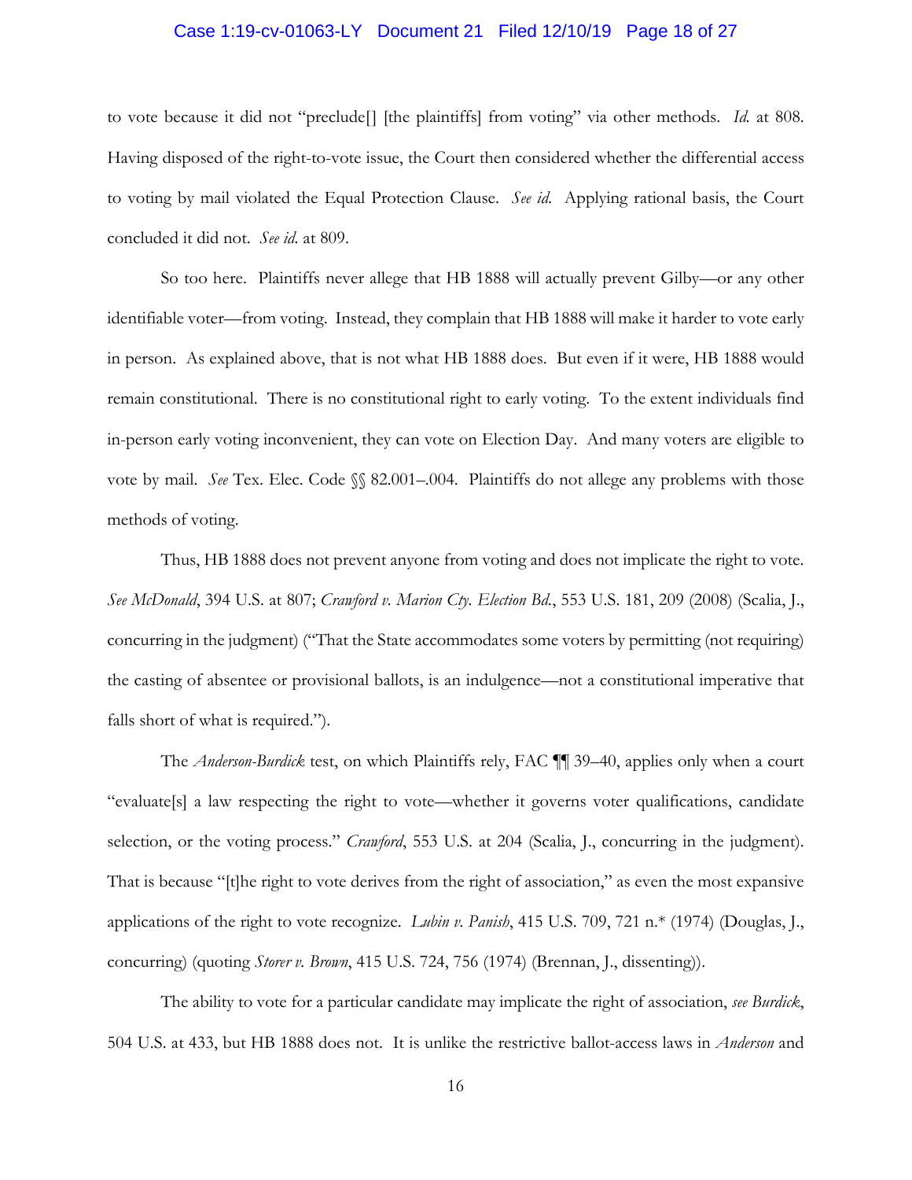to vote because it did not "preclude[] [the plaintiffs] from voting" via other methods. *Id.* at 808. Having disposed of the right-to-vote issue, the Court then considered whether the differential access to voting by mail violated the Equal Protection Clause. *See id.* Applying rational basis, the Court concluded it did not. *See id.* at 809.

So too here. Plaintiffs never allege that HB 1888 will actually prevent Gilby—or any other identifiable voter—from voting. Instead, they complain that HB 1888 will make it harder to vote early in person. As explained above, that is not what HB 1888 does. But even if it were, HB 1888 would remain constitutional. There is no constitutional right to early voting. To the extent individuals find in-person early voting inconvenient, they can vote on Election Day. And many voters are eligible to vote by mail. *See* Tex. Elec. Code §§ 82.001–.004. Plaintiffs do not allege any problems with those methods of voting.

Thus, HB 1888 does not prevent anyone from voting and does not implicate the right to vote. *See McDonald*, 394 U.S. at 807; *Crawford v. Marion Cty. Election Bd.*, 553 U.S. 181, 209 (2008) (Scalia, J., concurring in the judgment) ("That the State accommodates some voters by permitting (not requiring) the casting of absentee or provisional ballots, is an indulgence—not a constitutional imperative that falls short of what is required.").

The *Anderson-Burdick* test, on which Plaintiffs rely, FAC ¶¶ 39–40, applies only when a court "evaluate[s] a law respecting the right to vote—whether it governs voter qualifications, candidate selection, or the voting process." *Crawford*, 553 U.S. at 204 (Scalia, J., concurring in the judgment). That is because "[t]he right to vote derives from the right of association," as even the most expansive applications of the right to vote recognize. *Lubin v. Panish*, 415 U.S. 709, 721 n.* (1974) (Douglas, J., concurring) (quoting *Storer v. Brown*, 415 U.S. 724, 756 (1974) (Brennan, J., dissenting)).

The ability to vote for a particular candidate may implicate the right of association, *see Burdick*, 504 U.S. at 433, but HB 1888 does not. It is unlike the restrictive ballot-access laws in *Anderson* and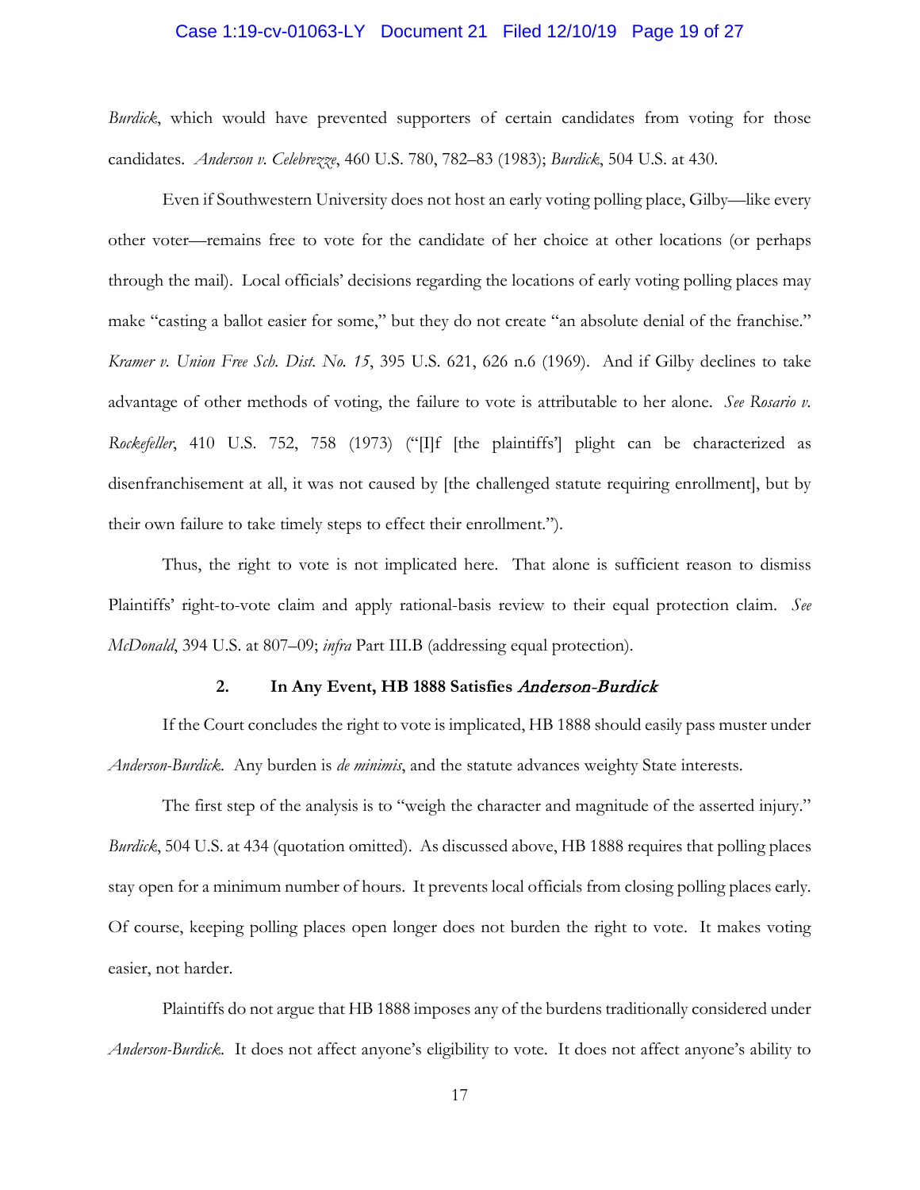*Burdick*, which would have prevented supporters of certain candidates from voting for those candidates. *Anderson v. Celebrezze*, 460 U.S. 780, 782–83 (1983); *Burdick*, 504 U.S. at 430.

Even if Southwestern University does not host an early voting polling place, Gilby—like every other voter—remains free to vote for the candidate of her choice at other locations (or perhaps through the mail). Local officials' decisions regarding the locations of early voting polling places may make "casting a ballot easier for some," but they do not create "an absolute denial of the franchise." *Kramer v. Union Free Sch. Dist. No. 15*, 395 U.S. 621, 626 n.6 (1969). And if Gilby declines to take advantage of other methods of voting, the failure to vote is attributable to her alone. *See Rosario v. Rockefeller*, 410 U.S. 752, 758 (1973) ("[I]f [the plaintiffs'] plight can be characterized as disenfranchisement at all, it was not caused by [the challenged statute requiring enrollment], but by their own failure to take timely steps to effect their enrollment.").

Thus, the right to vote is not implicated here. That alone is sufficient reason to dismiss Plaintiffs' right-to-vote claim and apply rational-basis review to their equal protection claim. *See McDonald*, 394 U.S. at 807–09; *infra* Part III.B (addressing equal protection).

### 2. In Any Event, HB 1888 Satisfies *Anderson-Burdick*

If the Court concludes the right to vote is implicated, HB 1888 should easily pass muster under *Anderson-Burdick*. Any burden is *de minimis*, and the statute advances weighty State interests.

The first step of the analysis is to "weigh the character and magnitude of the asserted injury." *Burdick*, 504 U.S. at 434 (quotation omitted). As discussed above, HB 1888 requires that polling places stay open for a minimum number of hours. It prevents local officials from closing polling places early. Of course, keeping polling places open longer does not burden the right to vote. It makes voting easier, not harder.

Plaintiffs do not argue that HB 1888 imposes any of the burdens traditionally considered under *Anderson-Burdick*. It does not affect anyone's eligibility to vote. It does not affect anyone's ability to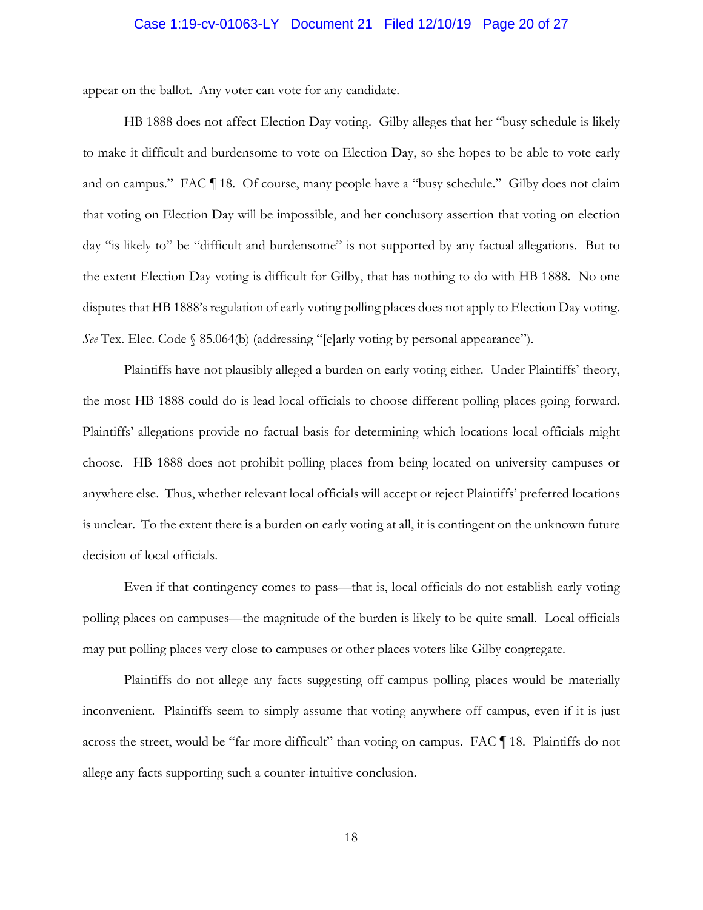appear on the ballot. Any voter can vote for any candidate.

HB 1888 does not affect Election Day voting. Gilby alleges that her "busy schedule is likely to make it difficult and burdensome to vote on Election Day, so she hopes to be able to vote early and on campus." FAC ¶ 18. Of course, many people have a "busy schedule." Gilby does not claim that voting on Election Day will be impossible, and her conclusory assertion that voting on election day "is likely to" be "difficult and burdensome" is not supported by any factual allegations. But to the extent Election Day voting is difficult for Gilby, that has nothing to do with HB 1888. No one disputes that HB 1888's regulation of early voting polling places does not apply to Election Day voting. *See* Tex. Elec. Code § 85.064(b) (addressing "[e]arly voting by personal appearance").

Plaintiffs have not plausibly alleged a burden on early voting either. Under Plaintiffs' theory, the most HB 1888 could do is lead local officials to choose different polling places going forward. Plaintiffs' allegations provide no factual basis for determining which locations local officials might choose. HB 1888 does not prohibit polling places from being located on university campuses or anywhere else. Thus, whether relevant local officials will accept or reject Plaintiffs' preferred locations is unclear. To the extent there is a burden on early voting at all, it is contingent on the unknown future decision of local officials.

Even if that contingency comes to pass—that is, local officials do not establish early voting polling places on campuses—the magnitude of the burden is likely to be quite small. Local officials may put polling places very close to campuses or other places voters like Gilby congregate.

Plaintiffs do not allege any facts suggesting off-campus polling places would be materially inconvenient. Plaintiffs seem to simply assume that voting anywhere off campus, even if it is just across the street, would be "far more difficult" than voting on campus. FAC ¶ 18. Plaintiffs do not allege any facts supporting such a counter-intuitive conclusion.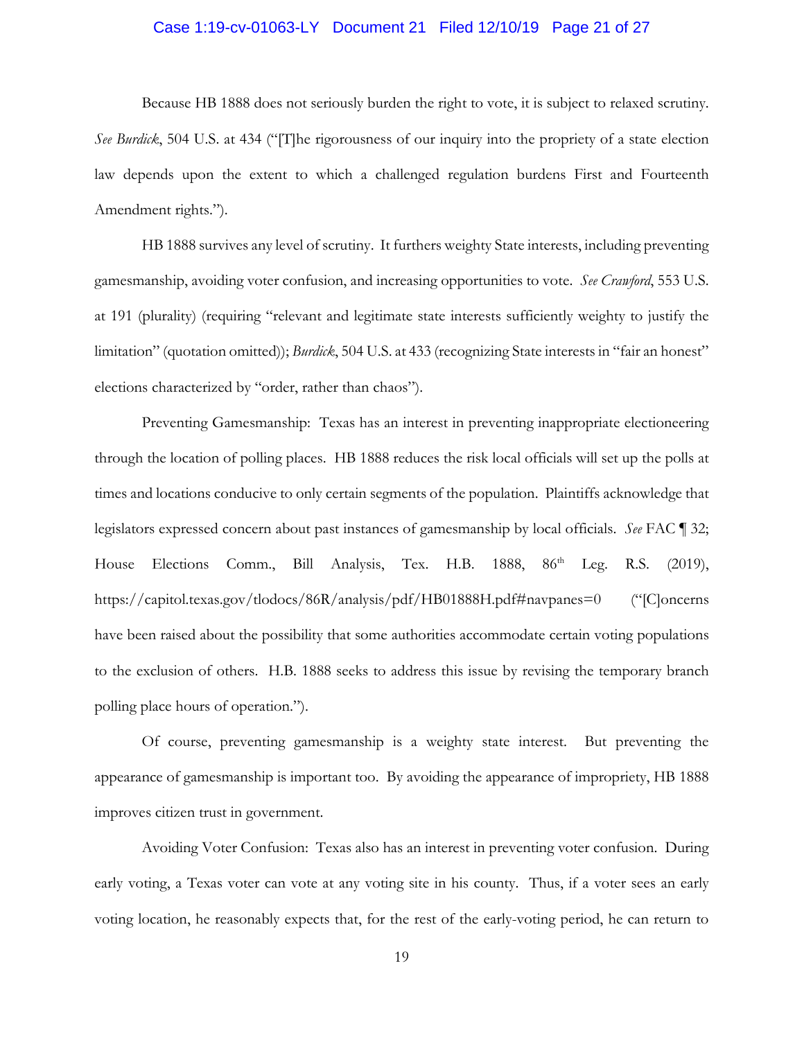Because HB 1888 does not seriously burden the right to vote, it is subject to relaxed scrutiny. *See Burdick*, 504 U.S. at 434 ("[T]he rigorousness of our inquiry into the propriety of a state election law depends upon the extent to which a challenged regulation burdens First and Fourteenth Amendment rights.").

HB 1888 survives any level of scrutiny. It furthers weighty State interests, including preventing gamesmanship, avoiding voter confusion, and increasing opportunities to vote. *See Crawford*, 553 U.S. at 191 (plurality) (requiring "relevant and legitimate state interests sufficiently weighty to justify the limitation" (quotation omitted)); *Burdick*, 504 U.S. at 433 (recognizing State interests in "fair an honest" elections characterized by "order, rather than chaos").

Preventing Gamesmanship: Texas has an interest in preventing inappropriate electioneering through the location of polling places. HB 1888 reduces the risk local officials will set up the polls at times and locations conducive to only certain segments of the population. Plaintiffs acknowledge that legislators expressed concern about past instances of gamesmanship by local officials. *See* FAC ¶ 32; House Elections Comm., Bill Analysis, Tex. H.B. 1888, 86th Leg. R.S. (2019), https://capitol.texas.gov/tlodocs/86R/analysis/pdf/HB01888H.pdf#navpanes=0 ("[C]oncerns have been raised about the possibility that some authorities accommodate certain voting populations to the exclusion of others. H.B. 1888 seeks to address this issue by revising the temporary branch polling place hours of operation.").

Of course, preventing gamesmanship is a weighty state interest. But preventing the appearance of gamesmanship is important too. By avoiding the appearance of impropriety, HB 1888 improves citizen trust in government.

Avoiding Voter Confusion: Texas also has an interest in preventing voter confusion. During early voting, a Texas voter can vote at any voting site in his county. Thus, if a voter sees an early voting location, he reasonably expects that, for the rest of the early-voting period, he can return to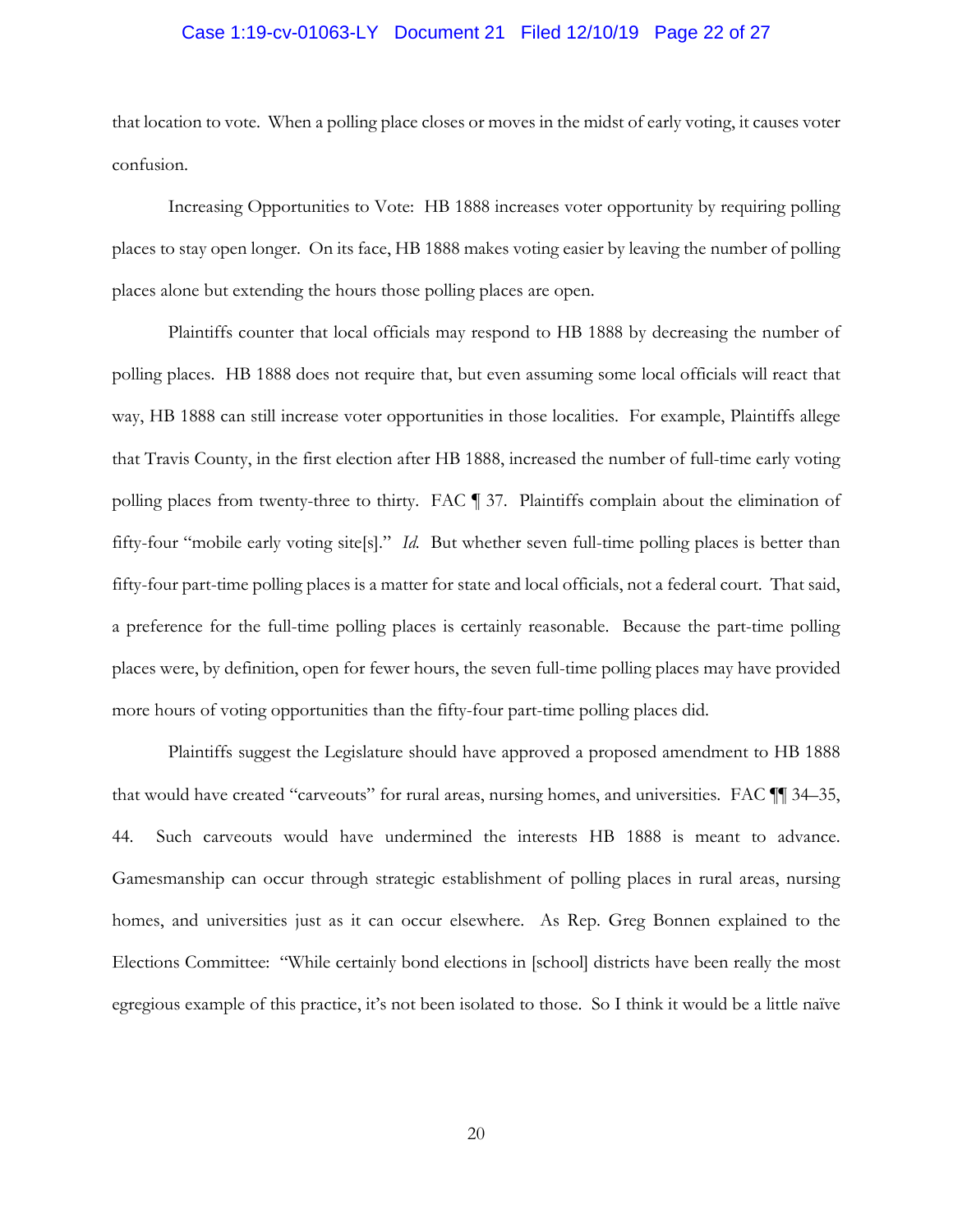that location to vote. When a polling place closes or moves in the midst of early voting, it causes voter confusion.

Increasing Opportunities to Vote: HB 1888 increases voter opportunity by requiring polling places to stay open longer. On its face, HB 1888 makes voting easier by leaving the number of polling places alone but extending the hours those polling places are open.

Plaintiffs counter that local officials may respond to HB 1888 by decreasing the number of polling places. HB 1888 does not require that, but even assuming some local officials will react that way, HB 1888 can still increase voter opportunities in those localities. For example, Plaintiffs allege that Travis County, in the first election after HB 1888, increased the number of full-time early voting polling places from twenty-three to thirty. FAC ¶ 37. Plaintiffs complain about the elimination of fifty-four "mobile early voting site[s]." *Id.* But whether seven full-time polling places is better than fifty-four part-time polling places is a matter for state and local officials, not a federal court. That said, a preference for the full-time polling places is certainly reasonable. Because the part-time polling places were, by definition, open for fewer hours, the seven full-time polling places may have provided more hours of voting opportunities than the fifty-four part-time polling places did.

Plaintiffs suggest the Legislature should have approved a proposed amendment to HB 1888 that would have created "carveouts" for rural areas, nursing homes, and universities. FAC ¶¶ 34–35, 44. Such carveouts would have undermined the interests HB 1888 is meant to advance. Gamesmanship can occur through strategic establishment of polling places in rural areas, nursing homes, and universities just as it can occur elsewhere. As Rep. Greg Bonnen explained to the Elections Committee: "While certainly bond elections in [school] districts have been really the most egregious example of this practice, it's not been isolated to those. So I think it would be a little naïve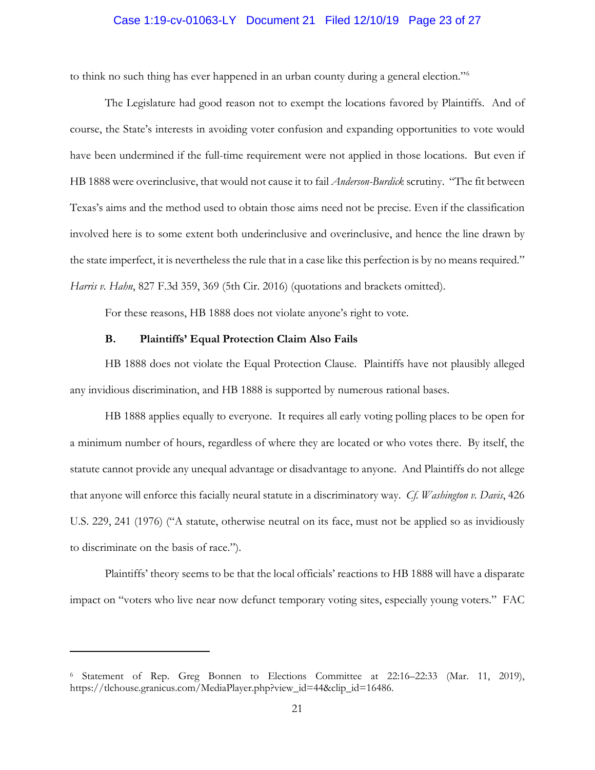to think no such thing has ever happened in an urban county during a general election."[6]

The Legislature had good reason not to exempt the locations favored by Plaintiffs. And of course, the State's interests in avoiding voter confusion and expanding opportunities to vote would have been undermined if the full-time requirement were not applied in those locations. But even if HB 1888 were overinclusive, that would not cause it to fail *Anderson-Burdick* scrutiny. "The fit between Texas's aims and the method used to obtain those aims need not be precise. Even if the classification involved here is to some extent both underinclusive and overinclusive, and hence the line drawn by the state imperfect, it is nevertheless the rule that in a case like this perfection is by no means required." *Harris v. Hahn*, 827 F.3d 359, 369 (5th Cir. 2016) (quotations and brackets omitted).

For these reasons, HB 1888 does not violate anyone's right to vote.

### B. Plaintiffs' Equal Protection Claim Also Fails

HB 1888 does not violate the Equal Protection Clause. Plaintiffs have not plausibly alleged any invidious discrimination, and HB 1888 is supported by numerous rational bases.

HB 1888 applies equally to everyone. It requires all early voting polling places to be open for a minimum number of hours, regardless of where they are located or who votes there. By itself, the statute cannot provide any unequal advantage or disadvantage to anyone. And Plaintiffs do not allege that anyone will enforce this facially neural statute in a discriminatory way. *Cf. Washington v. Davis*, 426 U.S. 229, 241 (1976) ("A statute, otherwise neutral on its face, must not be applied so as invidiously to discriminate on the basis of race.").

Plaintiffs' theory seems to be that the local officials' reactions to HB 1888 will have a disparate impact on "voters who live near now defunct temporary voting sites, especially young voters." FAC

---

[6] Statement of Rep. Greg Bonnen to Elections Committee at 22:16–22:33 (Mar. 11, 2019), https://tlchouse.granicus.com/MediaPlayer.php?view_id=44&clip_id=16486.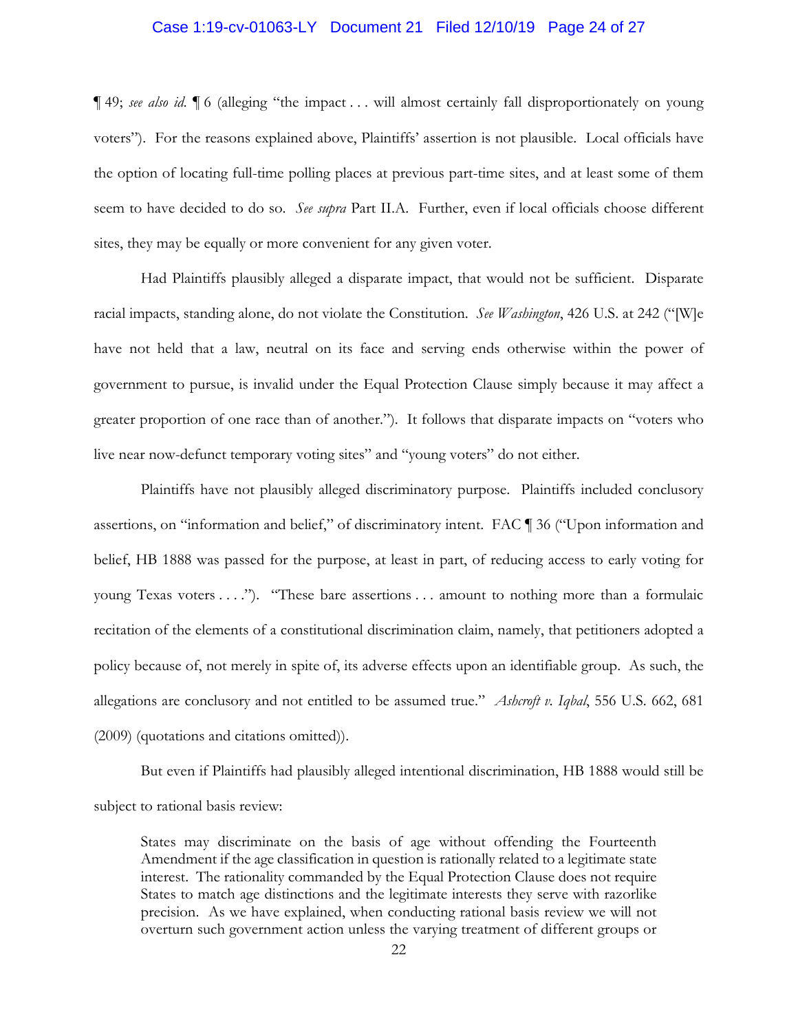¶ 49; *see also id.* ¶ 6 (alleging "the impact . . . will almost certainly fall disproportionately on young voters"). For the reasons explained above, Plaintiffs' assertion is not plausible. Local officials have the option of locating full-time polling places at previous part-time sites, and at least some of them seem to have decided to do so. *See supra* Part II.A. Further, even if local officials choose different sites, they may be equally or more convenient for any given voter.

Had Plaintiffs plausibly alleged a disparate impact, that would not be sufficient. Disparate racial impacts, standing alone, do not violate the Constitution. *See Washington*, 426 U.S. at 242 ("[W]e have not held that a law, neutral on its face and serving ends otherwise within the power of government to pursue, is invalid under the Equal Protection Clause simply because it may affect a greater proportion of one race than of another."). It follows that disparate impacts on "voters who live near now-defunct temporary voting sites" and "young voters" do not either.

Plaintiffs have not plausibly alleged discriminatory purpose. Plaintiffs included conclusory assertions, on "information and belief," of discriminatory intent. FAC ¶ 36 ("Upon information and belief, HB 1888 was passed for the purpose, at least in part, of reducing access to early voting for young Texas voters . . . ."). "These bare assertions . . . amount to nothing more than a formulaic recitation of the elements of a constitutional discrimination claim, namely, that petitioners adopted a policy because of, not merely in spite of, its adverse effects upon an identifiable group. As such, the allegations are conclusory and not entitled to be assumed true." *Ashcroft v. Iqbal*, 556 U.S. 662, 681 (2009) (quotations and citations omitted)).

But even if Plaintiffs had plausibly alleged intentional discrimination, HB 1888 would still be subject to rational basis review:

> States may discriminate on the basis of age without offending the Fourteenth Amendment if the age classification in question is rationally related to a legitimate state interest. The rationality commanded by the Equal Protection Clause does not require States to match age distinctions and the legitimate interests they serve with razorlike precision. As we have explained, when conducting rational basis review we will not overturn such government action unless the varying treatment of different groups or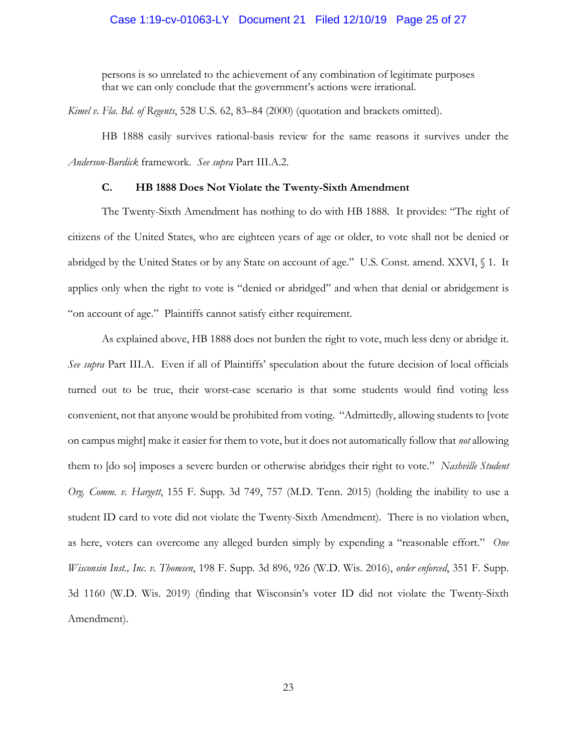> persons is so unrelated to the achievement of any combination of legitimate purposes that we can only conclude that the government's actions were irrational.

*Kimel v. Fla. Bd. of Regents*, 528 U.S. 62, 83–84 (2000) (quotation and brackets omitted).

HB 1888 easily survives rational-basis review for the same reasons it survives under the *Anderson-Burdick* framework. *See supra* Part III.A.2.

### C. HB 1888 Does Not Violate the Twenty-Sixth Amendment

The Twenty-Sixth Amendment has nothing to do with HB 1888. It provides: "The right of citizens of the United States, who are eighteen years of age or older, to vote shall not be denied or abridged by the United States or by any State on account of age." U.S. Const. amend. XXVI, § 1. It applies only when the right to vote is "denied or abridged" and when that denial or abridgement is "on account of age." Plaintiffs cannot satisfy either requirement.

As explained above, HB 1888 does not burden the right to vote, much less deny or abridge it. *See supra* Part III.A. Even if all of Plaintiffs' speculation about the future decision of local officials turned out to be true, their worst-case scenario is that some students would find voting less convenient, not that anyone would be prohibited from voting. "Admittedly, allowing students to [vote on campus might] make it easier for them to vote, but it does not automatically follow that *not* allowing them to [do so] imposes a severe burden or otherwise abridges their right to vote." *Nashville Student Org. Comm. v. Hargett*, 155 F. Supp. 3d 749, 757 (M.D. Tenn. 2015) (holding the inability to use a student ID card to vote did not violate the Twenty-Sixth Amendment). There is no violation when, as here, voters can overcome any alleged burden simply by expending a "reasonable effort." *One Wisconsin Inst., Inc. v. Thomsen*, 198 F. Supp. 3d 896, 926 (W.D. Wis. 2016), *order enforced*, 351 F. Supp. 3d 1160 (W.D. Wis. 2019) (finding that Wisconsin's voter ID did not violate the Twenty-Sixth Amendment).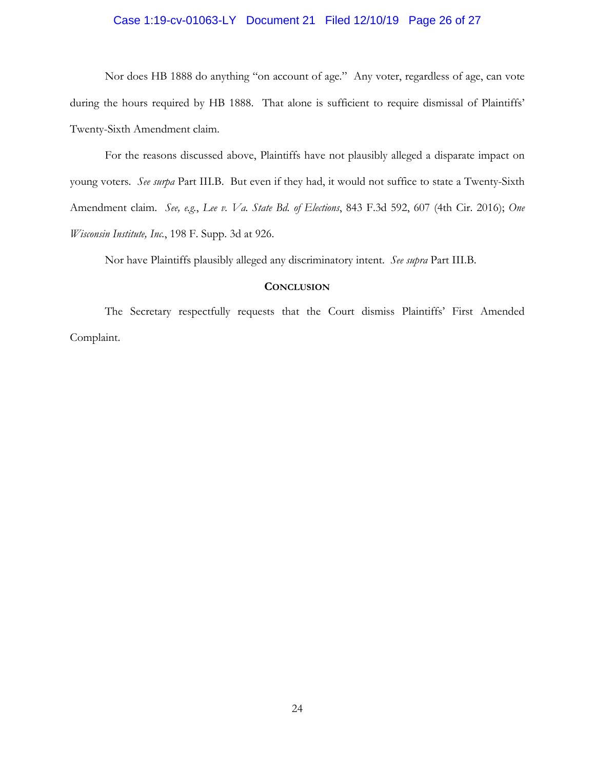Nor does HB 1888 do anything "on account of age." Any voter, regardless of age, can vote during the hours required by HB 1888. That alone is sufficient to require dismissal of Plaintiffs' Twenty-Sixth Amendment claim.

For the reasons discussed above, Plaintiffs have not plausibly alleged a disparate impact on young voters. *See surpa* Part III.B. But even if they had, it would not suffice to state a Twenty-Sixth Amendment claim. *See, e.g.*, *Lee v. Va. State Bd. of Elections*, 843 F.3d 592, 607 (4th Cir. 2016); *One Wisconsin Institute, Inc.*, 198 F. Supp. 3d at 926.

Nor have Plaintiffs plausibly alleged any discriminatory intent. *See supra* Part III.B.

## CONCLUSION

The Secretary respectfully requests that the Court dismiss Plaintiffs' First Amended Complaint.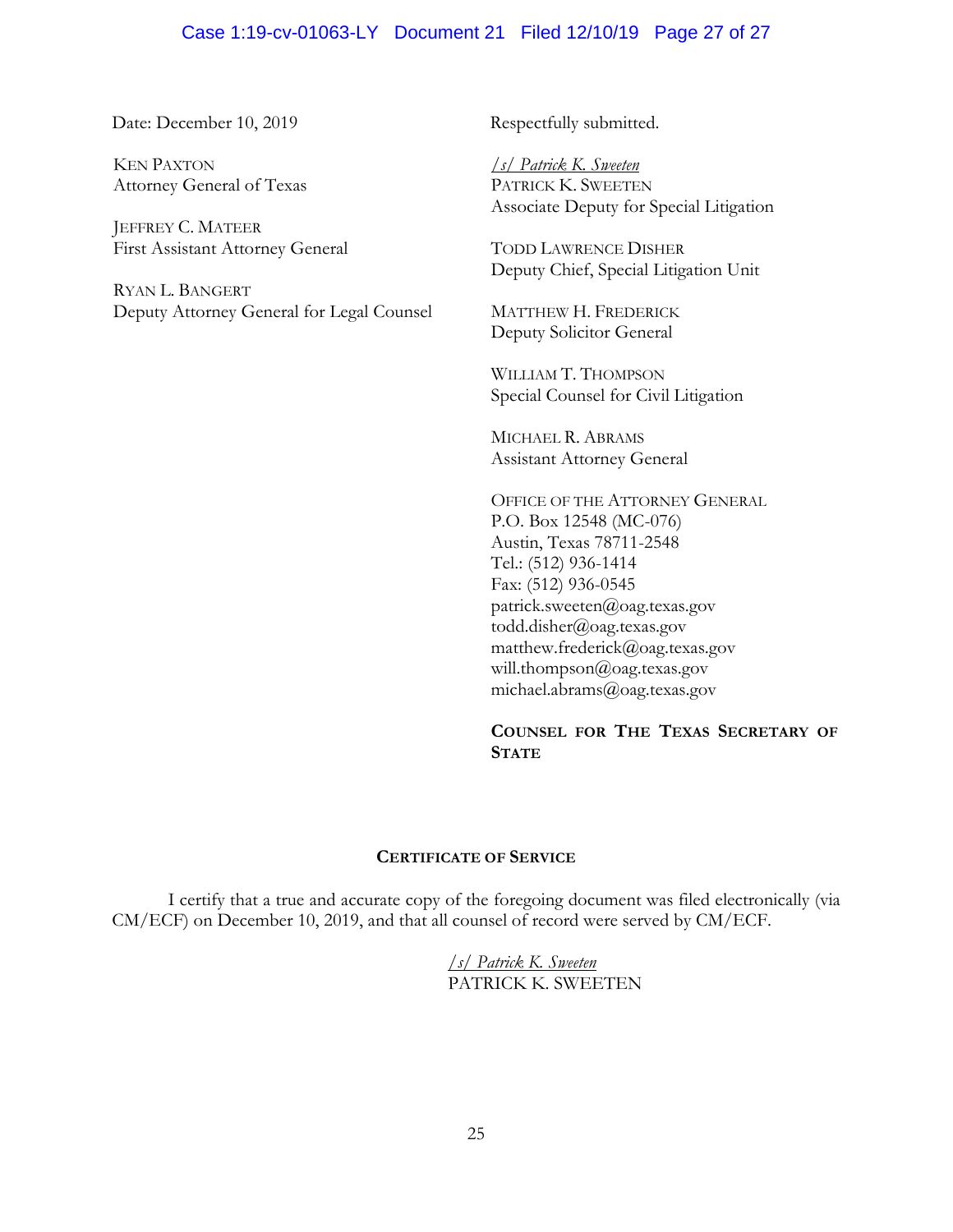Date: December 10, 2019

KEN PAXTON
Attorney General of Texas

JEFFREY C. MATEER
First Assistant Attorney General

RYAN L. BANGERT
Deputy Attorney General for Legal Counsel

Respectfully submitted.

*/s/ Patrick K. Sweeten*
PATRICK K. SWEETEN
Associate Deputy for Special Litigation

TODD LAWRENCE DISHER
Deputy Chief, Special Litigation Unit

MATTHEW H. FREDERICK
Deputy Solicitor General

WILLIAM T. THOMPSON
Special Counsel for Civil Litigation

MICHAEL R. ABRAMS
Assistant Attorney General

OFFICE OF THE ATTORNEY GENERAL
P.O. Box 12548 (MC-076)
Austin, Texas 78711-2548
Tel.: (512) 936-1414
Fax: (512) 936-0545
patrick.sweeten@oag.texas.gov
todd.disher@oag.texas.gov
matthew.frederick@oag.texas.gov
will.thompson@oag.texas.gov
michael.abrams@oag.texas.gov

**COUNSEL FOR THE TEXAS SECRETARY OF STATE**

**CERTIFICATE OF SERVICE**

I certify that a true and accurate copy of the foregoing document was filed electronically (via CM/ECF) on December 10, 2019, and that all counsel of record were served by CM/ECF.

*/s/ Patrick K. Sweeten*
PATRICK K. SWEETEN